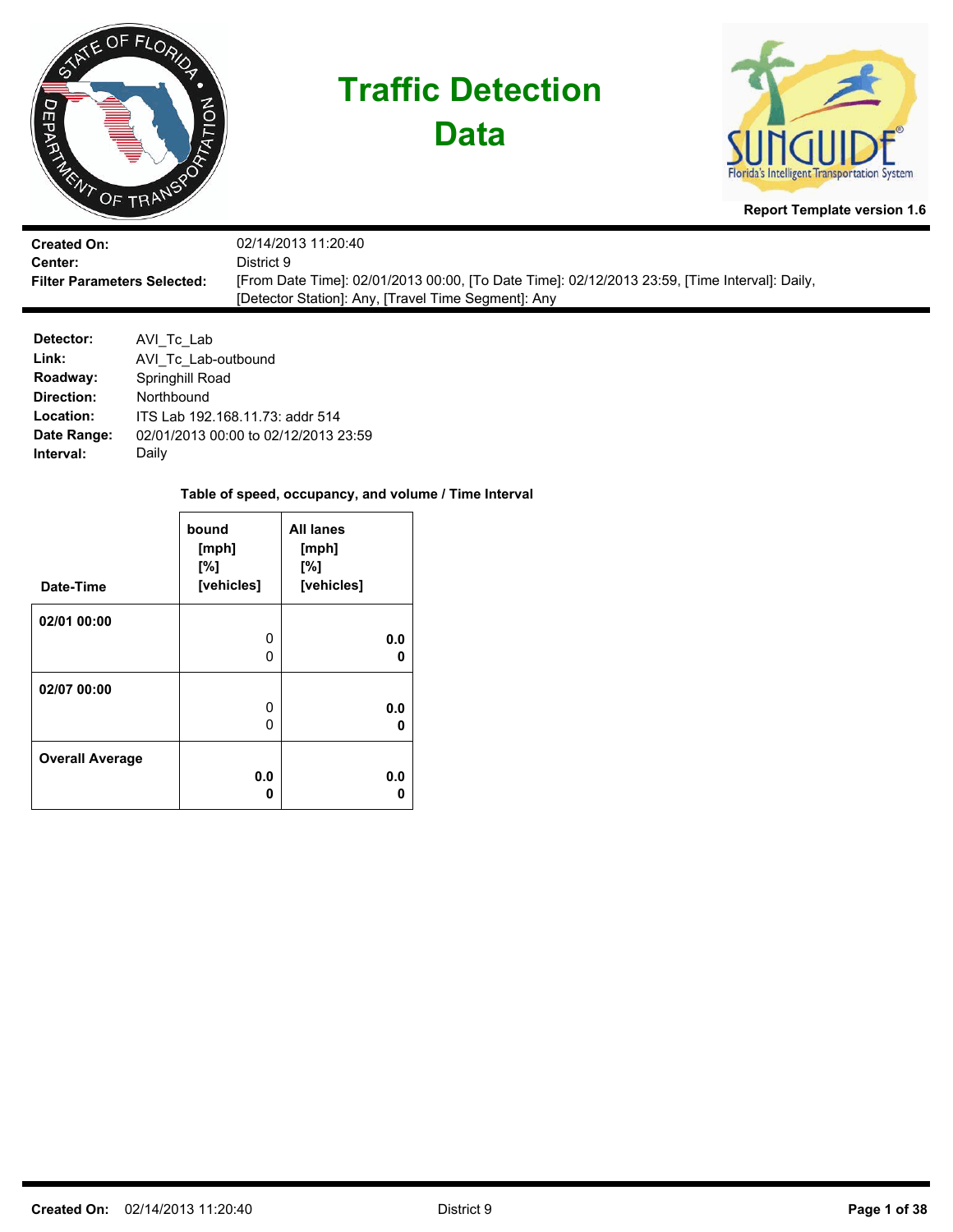# Traffic Detection Data

Report Template version 1.6

**Created On:** 02/14/2013 11:20:40
**Center:** District 9
**Filter Parameters Selected:** [From Date Time]: 02/01/2013 00:00, [To Date Time]: 02/12/2013 23:59, [Time Interval]: Daily, [Detector Station]: Any, [Travel Time Segment]: Any

**Detector:** AVI_Tc_Lab
**Link:** AVI_Tc_Lab-outbound
**Roadway:** Springhill Road
**Direction:** Northbound
**Location:** ITS Lab 192.168.11.73: addr 514
**Date Range:** 02/01/2013 00:00 to 02/12/2013 23:59
**Interval:** Daily

**Table of speed, occupancy, and volume / Time Interval**

| Date-Time | bound [mph] [%] [vehicles] | All lanes [mph] [%] [vehicles] |
|---|---|---|
| **02/01 00:00** | 0<br>0 | **0.0**<br>**0** |
| **02/07 00:00** | 0<br>0 | **0.0**<br>**0** |
| **Overall Average** | **0.0**<br>**0** | **0.0**<br>**0** |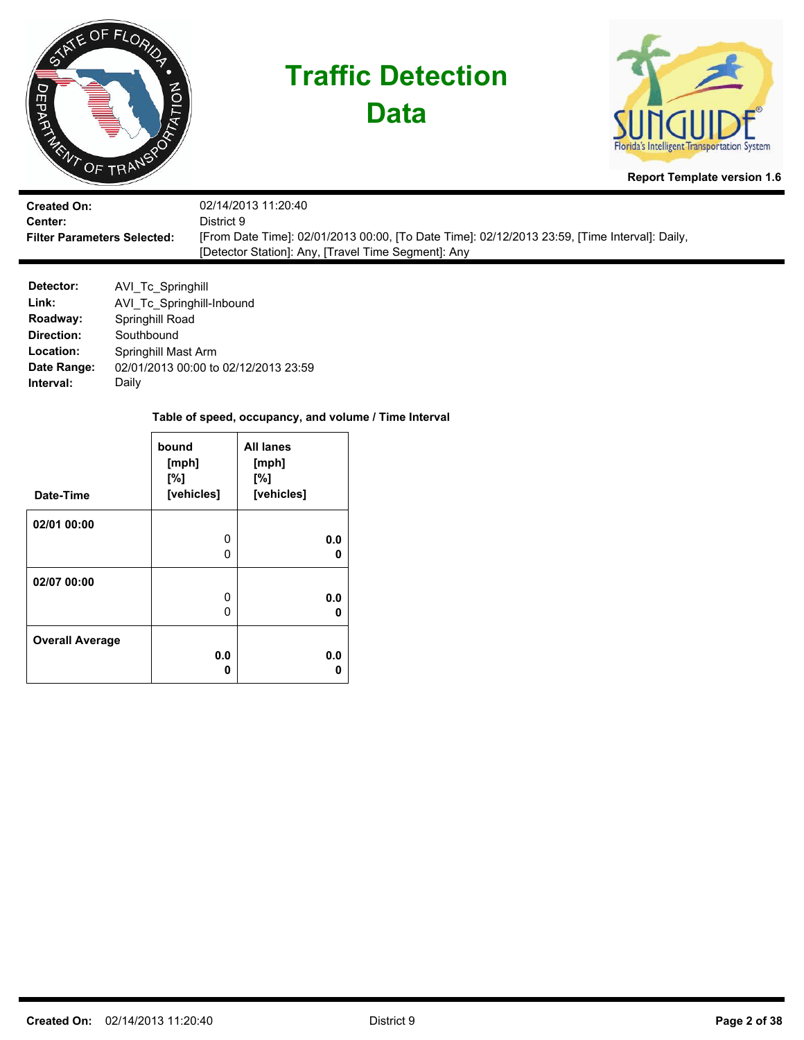# Traffic Detection Data

**Report Template version 1.6**

**Created On:** 02/14/2013 11:20:40
**Center:** District 9
**Filter Parameters Selected:** [From Date Time]: 02/01/2013 00:00, [To Date Time]: 02/12/2013 23:59, [Time Interval]: Daily, [Detector Station]: Any, [Travel Time Segment]: Any

**Detector:** AVI_Tc_Springhill
**Link:** AVI_Tc_Springhill-Inbound
**Roadway:** Springhill Road
**Direction:** Southbound
**Location:** Springhill Mast Arm
**Date Range:** 02/01/2013 00:00 to 02/12/2013 23:59
**Interval:** Daily

**Table of speed, occupancy, and volume / Time Interval**

| Date-Time | bound [mph] [%] [vehicles] | All lanes [mph] [%] [vehicles] |
|---|---|---|
| 02/01 00:00 | 0<br>0 | **0.0**<br>**0** |
| 02/07 00:00 | 0<br>0 | **0.0**<br>**0** |
| **Overall Average** | **0.0**<br>**0** | **0.0**<br>**0** |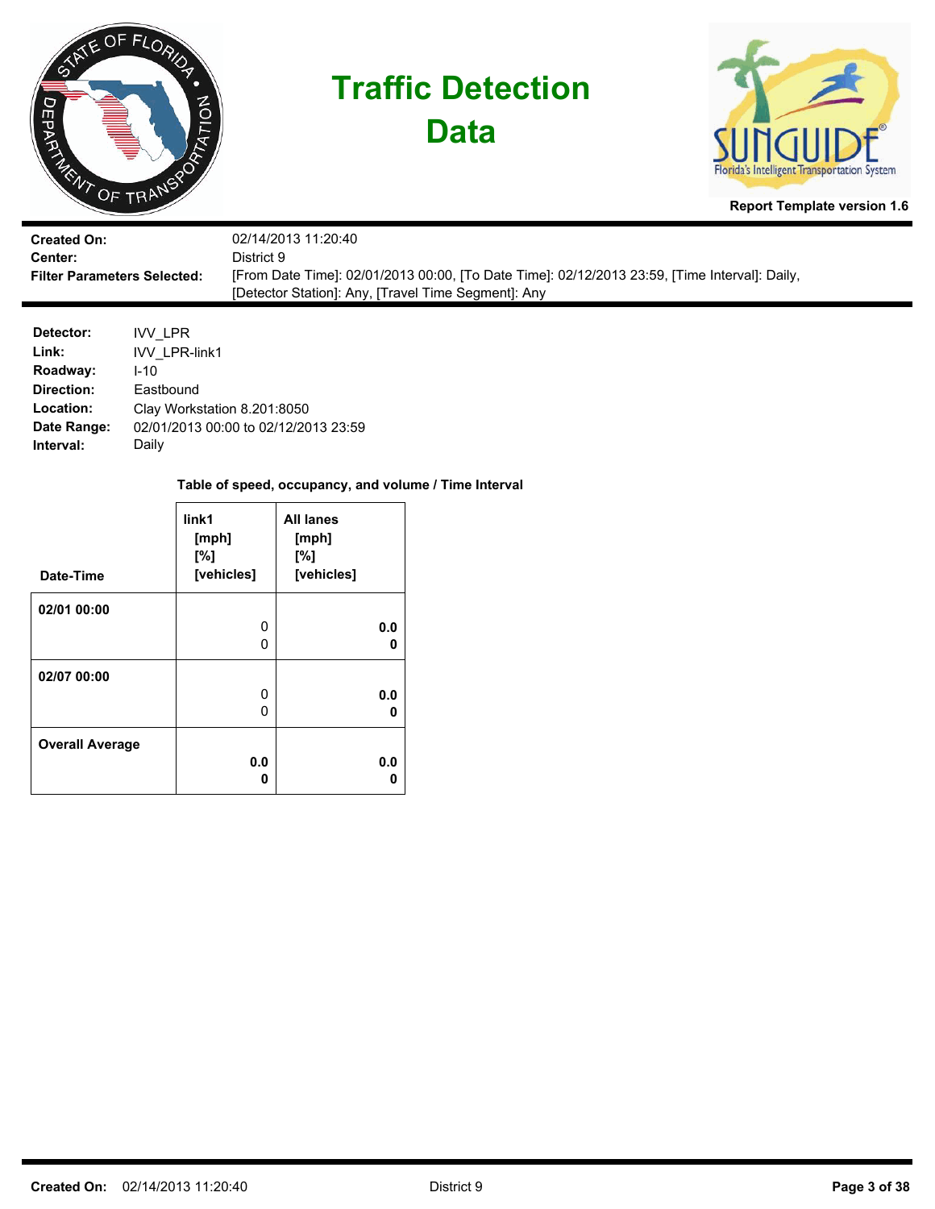# Traffic Detection Data

Report Template version 1.6

| | |
|---|---|
| **Created On:** | 02/14/2013 11:20:40 |
| **Center:** | District 9 |
| **Filter Parameters Selected:** | [From Date Time]: 02/01/2013 00:00, [To Date Time]: 02/12/2013 23:59, [Time Interval]: Daily, [Detector Station]: Any, [Travel Time Segment]: Any |

| | |
|---|---|
| **Detector:** | IVV_LPR |
| **Link:** | IVV_LPR-link1 |
| **Roadway:** | I-10 |
| **Direction:** | Eastbound |
| **Location:** | Clay Workstation 8.201:8050 |
| **Date Range:** | 02/01/2013 00:00 to 02/12/2013 23:59 |
| **Interval:** | Daily |

**Table of speed, occupancy, and volume / Time Interval**

| Date-Time | link1 [mph] [%] [vehicles] | All lanes [mph] [%] [vehicles] |
|---|---|---|
| **02/01 00:00** | 0<br>0 | **0.0**<br>**0** |
| **02/07 00:00** | 0<br>0 | **0.0**<br>**0** |
| **Overall Average** | **0.0**<br>**0** | **0.0**<br>**0** |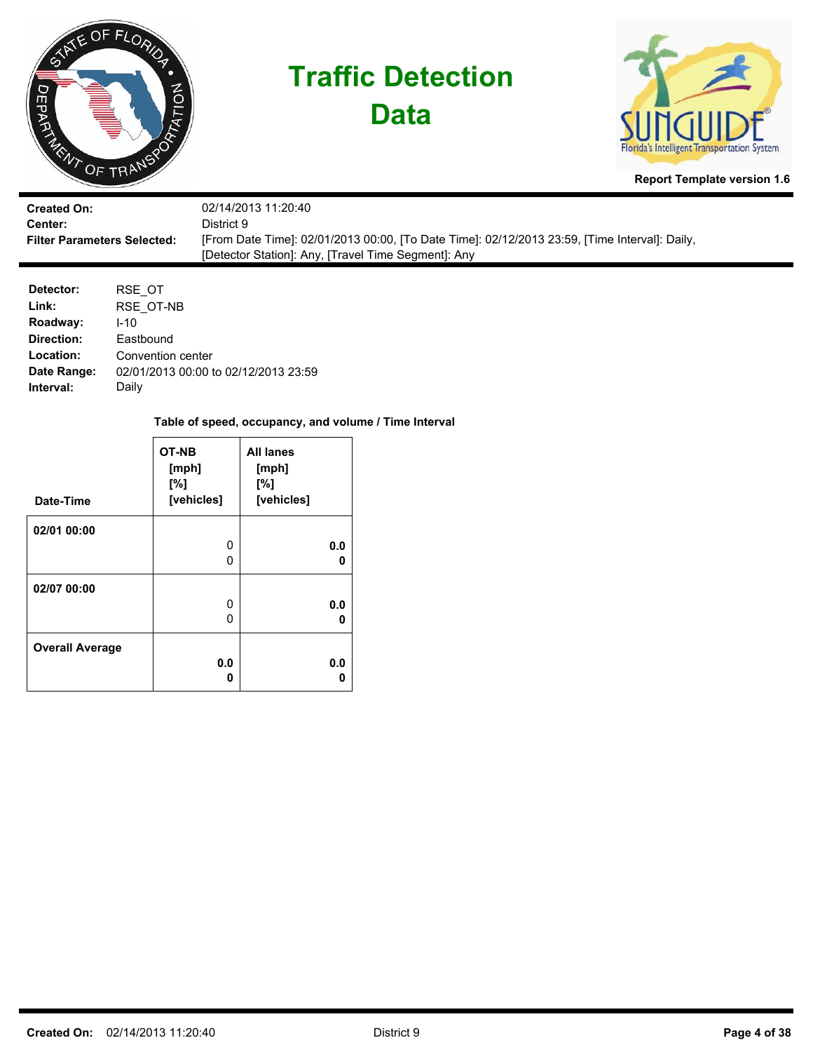# Traffic Detection Data

**Report Template version 1.6**

| | |
|---|---|
| **Created On:** | 02/14/2013 11:20:40 |
| **Center:** | District 9 |
| **Filter Parameters Selected:** | [From Date Time]: 02/01/2013 00:00, [To Date Time]: 02/12/2013 23:59, [Time Interval]: Daily, [Detector Station]: Any, [Travel Time Segment]: Any |

| | |
|---|---|
| **Detector:** | RSE_OT |
| **Link:** | RSE_OT-NB |
| **Roadway:** | I-10 |
| **Direction:** | Eastbound |
| **Location:** | Convention center |
| **Date Range:** | 02/01/2013 00:00 to 02/12/2013 23:59 |
| **Interval:** | Daily |

**Table of speed, occupancy, and volume / Time Interval**

| Date-Time | OT-NB [mph] [%] [vehicles] | All lanes [mph] [%] [vehicles] |
|---|---|---|
| **02/01 00:00** | 0<br>0 | **0.0**<br>**0** |
| **02/07 00:00** | 0<br>0 | **0.0**<br>**0** |
| **Overall Average** | **0.0**<br>**0** | **0.0**<br>**0** |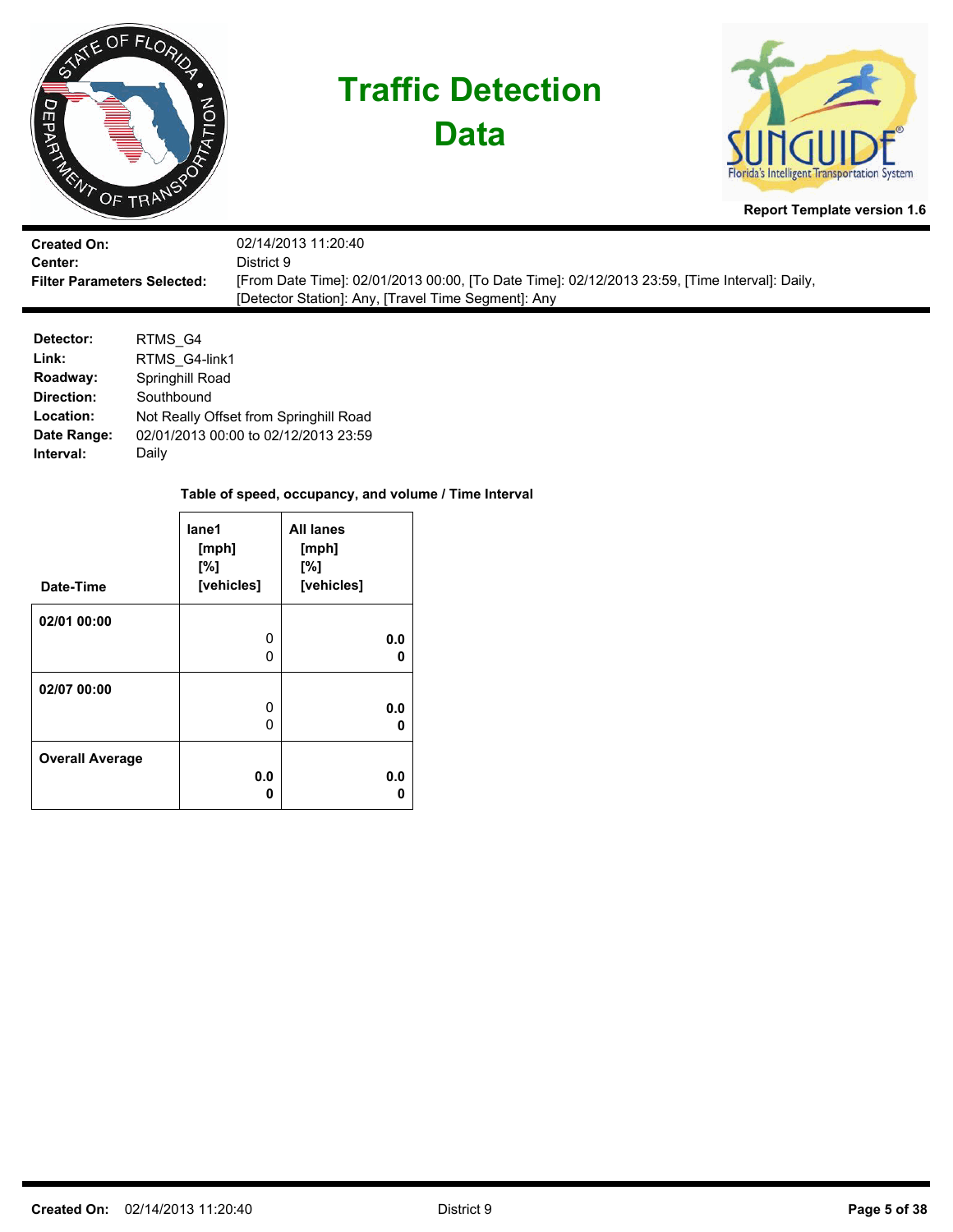# Traffic Detection Data

Report Template version 1.6

| | |
|---|---|
| **Created On:** | 02/14/2013 11:20:40 |
| **Center:** | District 9 |
| **Filter Parameters Selected:** | [From Date Time]: 02/01/2013 00:00, [To Date Time]: 02/12/2013 23:59, [Time Interval]: Daily, [Detector Station]: Any, [Travel Time Segment]: Any |

| | |
|---|---|
| **Detector:** | RTMS_G4 |
| **Link:** | RTMS_G4-link1 |
| **Roadway:** | Springhill Road |
| **Direction:** | Southbound |
| **Location:** | Not Really Offset from Springhill Road |
| **Date Range:** | 02/01/2013 00:00 to 02/12/2013 23:59 |
| **Interval:** | Daily |

**Table of speed, occupancy, and volume / Time Interval**

| Date-Time | lane1 [mph] [%] [vehicles] | All lanes [mph] [%] [vehicles] |
|---|---|---|
| **02/01 00:00** | 0<br>0 | **0.0**<br>**0** |
| **02/07 00:00** | 0<br>0 | **0.0**<br>**0** |
| **Overall Average** | **0.0**<br>**0** | **0.0**<br>**0** |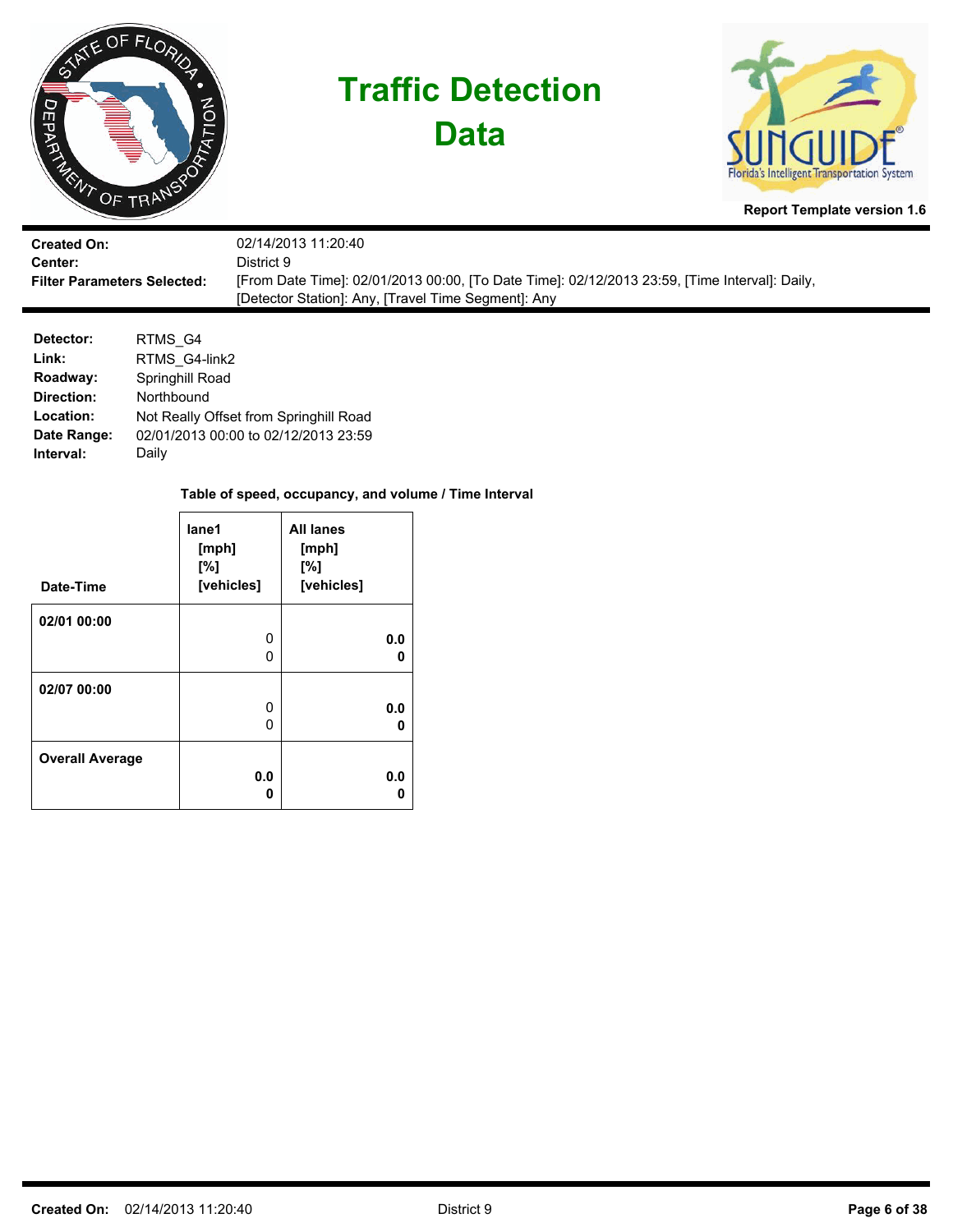# Traffic Detection Data

**Report Template version 1.6**

| | |
|---|---|
| **Created On:** | 02/14/2013 11:20:40 |
| **Center:** | District 9 |
| **Filter Parameters Selected:** | [From Date Time]: 02/01/2013 00:00, [To Date Time]: 02/12/2013 23:59, [Time Interval]: Daily, [Detector Station]: Any, [Travel Time Segment]: Any |

| | |
|---|---|
| **Detector:** | RTMS_G4 |
| **Link:** | RTMS_G4-link2 |
| **Roadway:** | Springhill Road |
| **Direction:** | Northbound |
| **Location:** | Not Really Offset from Springhill Road |
| **Date Range:** | 02/01/2013 00:00 to 02/12/2013 23:59 |
| **Interval:** | Daily |

**Table of speed, occupancy, and volume / Time Interval**

| Date-Time | lane1 [mph] [%] [vehicles] | All lanes [mph] [%] [vehicles] |
|---|---|---|
| **02/01 00:00** | 0<br>0 | **0.0**<br>**0** |
| **02/07 00:00** | 0<br>0 | **0.0**<br>**0** |
| **Overall Average** | **0.0**<br>**0** | **0.0**<br>**0** |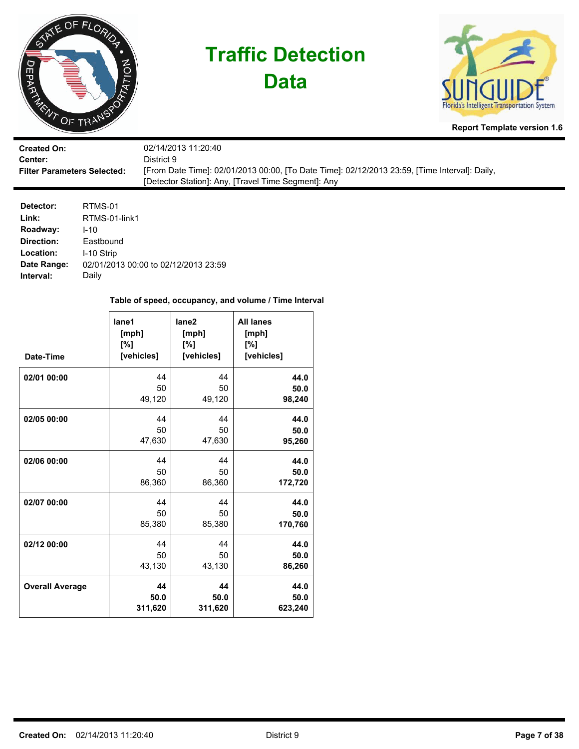# Traffic Detection Data

Report Template version 1.6

**Created On:** 02/14/2013 11:20:40
**Center:** District 9
**Filter Parameters Selected:** [From Date Time]: 02/01/2013 00:00, [To Date Time]: 02/12/2013 23:59, [Time Interval]: Daily, [Detector Station]: Any, [Travel Time Segment]: Any

**Detector:** RTMS-01
**Link:** RTMS-01-link1
**Roadway:** I-10
**Direction:** Eastbound
**Location:** I-10 Strip
**Date Range:** 02/01/2013 00:00 to 02/12/2013 23:59
**Interval:** Daily

**Table of speed, occupancy, and volume / Time Interval**

| Date-Time | lane1 [mph] [%] [vehicles] | lane2 [mph] [%] [vehicles] | All lanes [mph] [%] [vehicles] |
|---|---|---|---|
| **02/01 00:00** | 44<br>50<br>49,120 | 44<br>50<br>49,120 | **44.0**<br>**50.0**<br>**98,240** |
| **02/05 00:00** | 44<br>50<br>47,630 | 44<br>50<br>47,630 | **44.0**<br>**50.0**<br>**95,260** |
| **02/06 00:00** | 44<br>50<br>86,360 | 44<br>50<br>86,360 | **44.0**<br>**50.0**<br>**172,720** |
| **02/07 00:00** | 44<br>50<br>85,380 | 44<br>50<br>85,380 | **44.0**<br>**50.0**<br>**170,760** |
| **02/12 00:00** | 44<br>50<br>43,130 | 44<br>50<br>43,130 | **44.0**<br>**50.0**<br>**86,260** |
| **Overall Average** | **44**<br>**50.0**<br>**311,620** | **44**<br>**50.0**<br>**311,620** | **44.0**<br>**50.0**<br>**623,240** |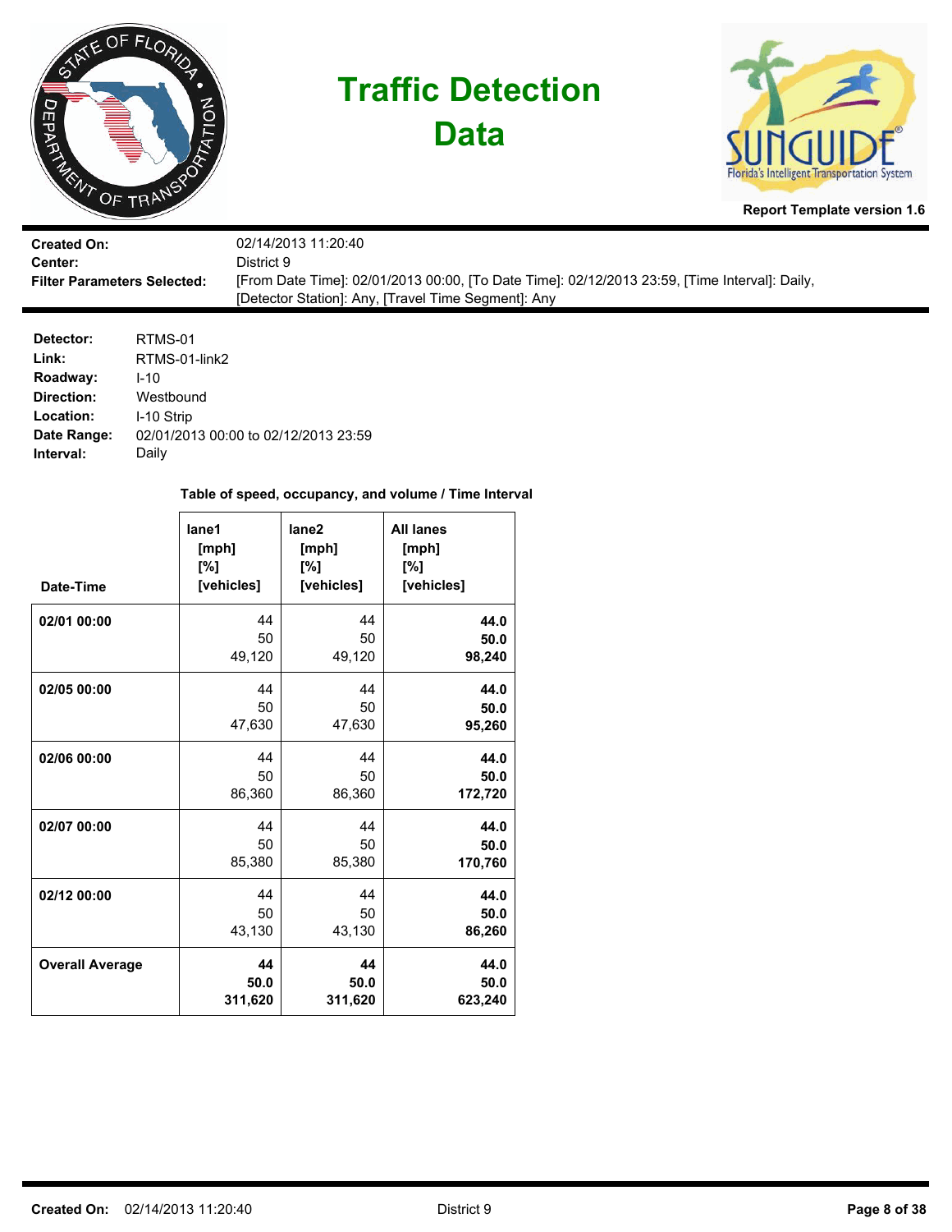# Traffic Detection Data

**Report Template version 1.6**

| | |
|---|---|
| **Created On:** | 02/14/2013 11:20:40 |
| **Center:** | District 9 |
| **Filter Parameters Selected:** | [From Date Time]: 02/01/2013 00:00, [To Date Time]: 02/12/2013 23:59, [Time Interval]: Daily, [Detector Station]: Any, [Travel Time Segment]: Any |

**Detector:** RTMS-01
**Link:** RTMS-01-link2
**Roadway:** I-10
**Direction:** Westbound
**Location:** I-10 Strip
**Date Range:** 02/01/2013 00:00 to 02/12/2013 23:59
**Interval:** Daily

**Table of speed, occupancy, and volume / Time Interval**

| Date-Time | lane1 [mph] [%] [vehicles] | lane2 [mph] [%] [vehicles] | All lanes [mph] [%] [vehicles] |
|---|---|---|---|
| **02/01 00:00** | 44<br>50<br>49,120 | 44<br>50<br>49,120 | **44.0**<br>**50.0**<br>**98,240** |
| **02/05 00:00** | 44<br>50<br>47,630 | 44<br>50<br>47,630 | **44.0**<br>**50.0**<br>**95,260** |
| **02/06 00:00** | 44<br>50<br>86,360 | 44<br>50<br>86,360 | **44.0**<br>**50.0**<br>**172,720** |
| **02/07 00:00** | 44<br>50<br>85,380 | 44<br>50<br>85,380 | **44.0**<br>**50.0**<br>**170,760** |
| **02/12 00:00** | 44<br>50<br>43,130 | 44<br>50<br>43,130 | **44.0**<br>**50.0**<br>**86,260** |
| **Overall Average** | **44**<br>**50.0**<br>**311,620** | **44**<br>**50.0**<br>**311,620** | **44.0**<br>**50.0**<br>**623,240** |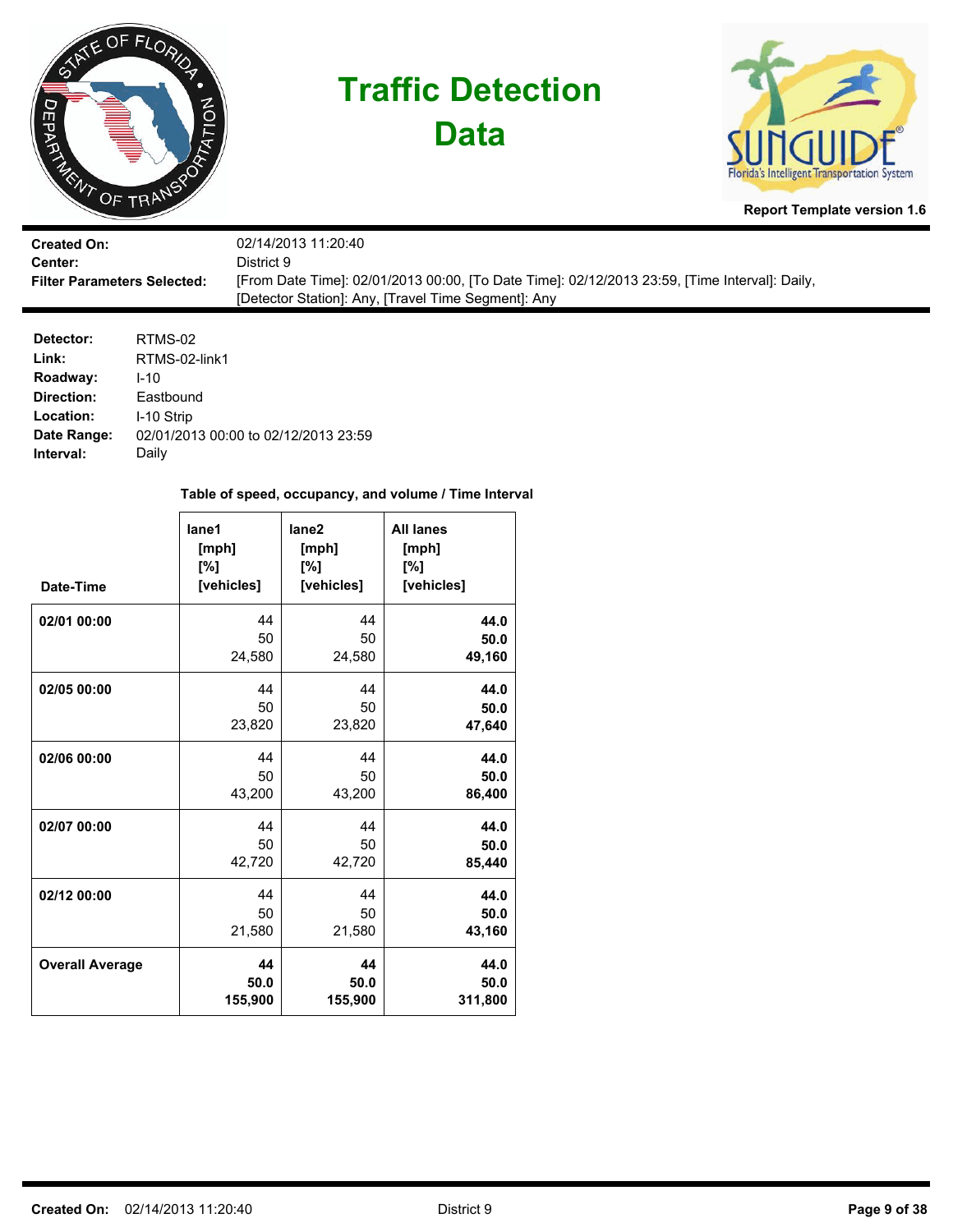# Traffic Detection Data

**Report Template version 1.6**

| | |
|---|---|
| **Created On:** | 02/14/2013 11:20:40 |
| **Center:** | District 9 |
| **Filter Parameters Selected:** | [From Date Time]: 02/01/2013 00:00, [To Date Time]: 02/12/2013 23:59, [Time Interval]: Daily, [Detector Station]: Any, [Travel Time Segment]: Any |

| | |
|---|---|
| **Detector:** | RTMS-02 |
| **Link:** | RTMS-02-link1 |
| **Roadway:** | I-10 |
| **Direction:** | Eastbound |
| **Location:** | I-10 Strip |
| **Date Range:** | 02/01/2013 00:00 to 02/12/2013 23:59 |
| **Interval:** | Daily |

**Table of speed, occupancy, and volume / Time Interval**

| Date-Time | lane1 [mph] [%] [vehicles] | lane2 [mph] [%] [vehicles] | All lanes [mph] [%] [vehicles] |
|---|---|---|---|
| **02/01 00:00** | 44<br>50<br>24,580 | 44<br>50<br>24,580 | **44.0**<br>**50.0**<br>**49,160** |
| **02/05 00:00** | 44<br>50<br>23,820 | 44<br>50<br>23,820 | **44.0**<br>**50.0**<br>**47,640** |
| **02/06 00:00** | 44<br>50<br>43,200 | 44<br>50<br>43,200 | **44.0**<br>**50.0**<br>**86,400** |
| **02/07 00:00** | 44<br>50<br>42,720 | 44<br>50<br>42,720 | **44.0**<br>**50.0**<br>**85,440** |
| **02/12 00:00** | 44<br>50<br>21,580 | 44<br>50<br>21,580 | **44.0**<br>**50.0**<br>**43,160** |
| **Overall Average** | **44**<br>**50.0**<br>**155,900** | **44**<br>**50.0**<br>**155,900** | **44.0**<br>**50.0**<br>**311,800** |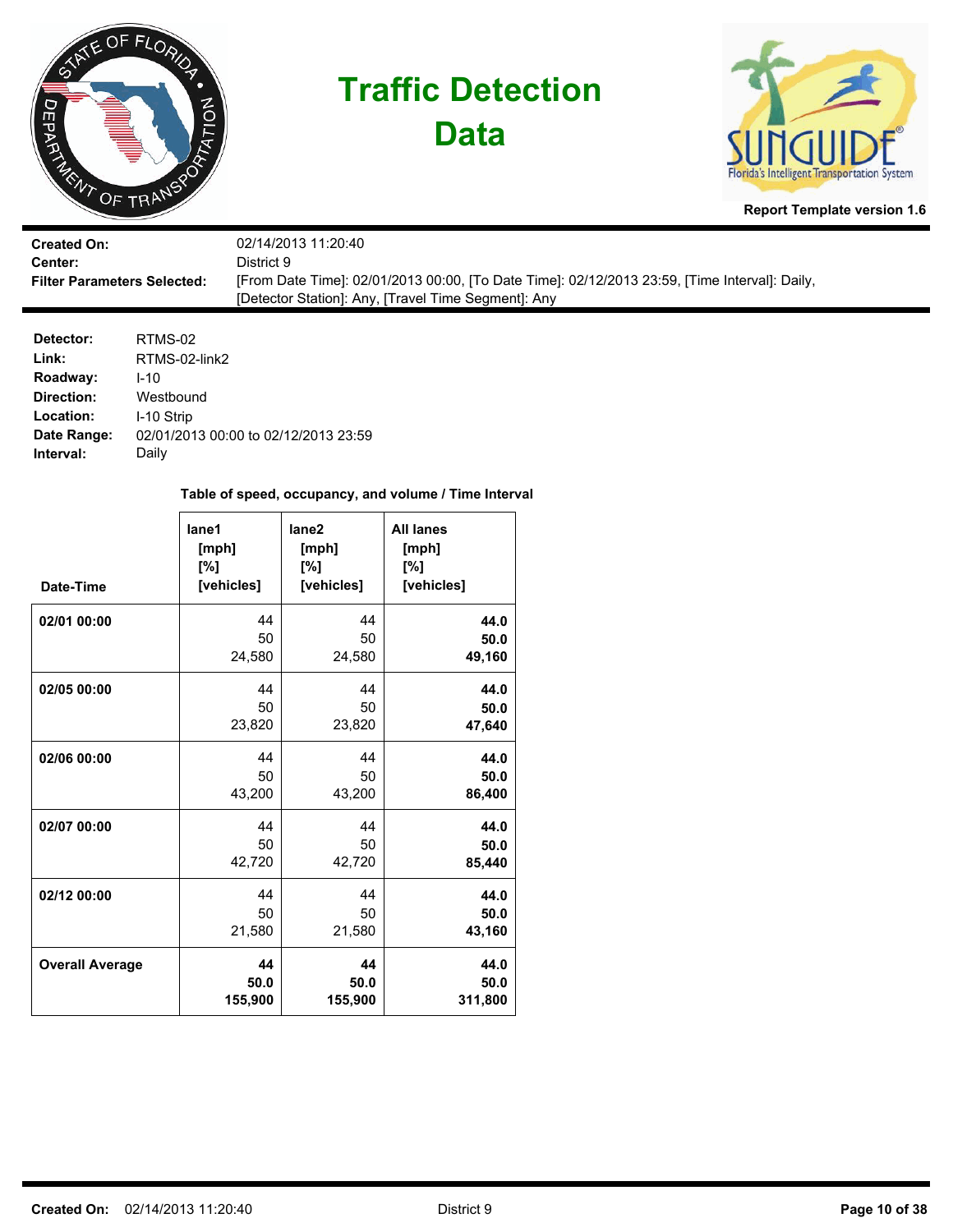# Traffic Detection Data

**Report Template version 1.6**

| | |
|---|---|
| **Created On:** | 02/14/2013 11:20:40 |
| **Center:** | District 9 |
| **Filter Parameters Selected:** | [From Date Time]: 02/01/2013 00:00, [To Date Time]: 02/12/2013 23:59, [Time Interval]: Daily, [Detector Station]: Any, [Travel Time Segment]: Any |

| | |
|---|---|
| **Detector:** | RTMS-02 |
| **Link:** | RTMS-02-link2 |
| **Roadway:** | I-10 |
| **Direction:** | Westbound |
| **Location:** | I-10 Strip |
| **Date Range:** | 02/01/2013 00:00 to 02/12/2013 23:59 |
| **Interval:** | Daily |

**Table of speed, occupancy, and volume / Time Interval**

| Date-Time | lane1 [mph] [%] [vehicles] | lane2 [mph] [%] [vehicles] | All lanes [mph] [%] [vehicles] |
|---|---|---|---|
| **02/01 00:00** | 44<br>50<br>24,580 | 44<br>50<br>24,580 | **44.0**<br>**50.0**<br>**49,160** |
| **02/05 00:00** | 44<br>50<br>23,820 | 44<br>50<br>23,820 | **44.0**<br>**50.0**<br>**47,640** |
| **02/06 00:00** | 44<br>50<br>43,200 | 44<br>50<br>43,200 | **44.0**<br>**50.0**<br>**86,400** |
| **02/07 00:00** | 44<br>50<br>42,720 | 44<br>50<br>42,720 | **44.0**<br>**50.0**<br>**85,440** |
| **02/12 00:00** | 44<br>50<br>21,580 | 44<br>50<br>21,580 | **44.0**<br>**50.0**<br>**43,160** |
| **Overall Average** | **44**<br>**50.0**<br>**155,900** | **44**<br>**50.0**<br>**155,900** | **44.0**<br>**50.0**<br>**311,800** |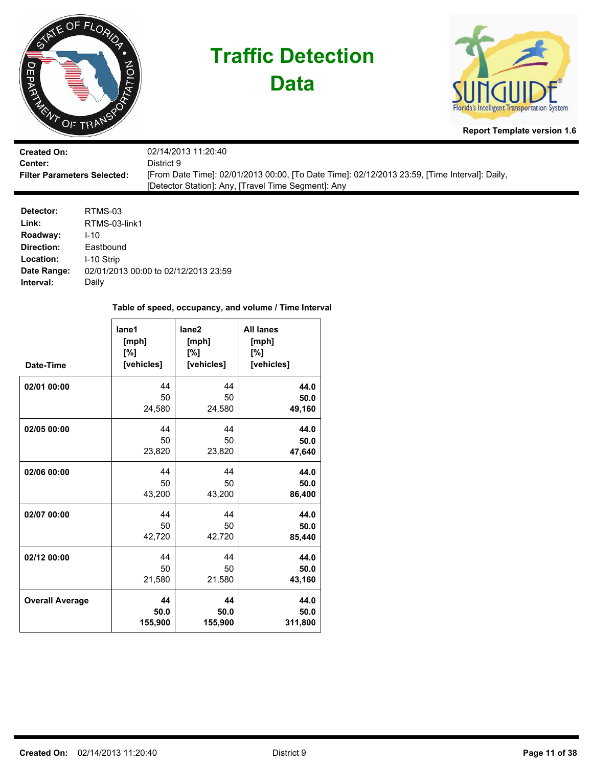# Traffic Detection Data

**Report Template version 1.6**

| | |
|---|---|
| **Created On:** | 02/14/2013 11:20:40 |
| **Center:** | District 9 |
| **Filter Parameters Selected:** | [From Date Time]: 02/01/2013 00:00, [To Date Time]: 02/12/2013 23:59, [Time Interval]: Daily, [Detector Station]: Any, [Travel Time Segment]: Any |

| | |
|---|---|
| **Detector:** | RTMS-03 |
| **Link:** | RTMS-03-link1 |
| **Roadway:** | I-10 |
| **Direction:** | Eastbound |
| **Location:** | I-10 Strip |
| **Date Range:** | 02/01/2013 00:00 to 02/12/2013 23:59 |
| **Interval:** | Daily |

**Table of speed, occupancy, and volume / Time Interval**

| Date-Time | lane1 [mph] [%] [vehicles] | lane2 [mph] [%] [vehicles] | All lanes [mph] [%] [vehicles] |
|---|---|---|---|
| **02/01 00:00** | 44<br>50<br>24,580 | 44<br>50<br>24,580 | **44.0**<br>**50.0**<br>**49,160** |
| **02/05 00:00** | 44<br>50<br>23,820 | 44<br>50<br>23,820 | **44.0**<br>**50.0**<br>**47,640** |
| **02/06 00:00** | 44<br>50<br>43,200 | 44<br>50<br>43,200 | **44.0**<br>**50.0**<br>**86,400** |
| **02/07 00:00** | 44<br>50<br>42,720 | 44<br>50<br>42,720 | **44.0**<br>**50.0**<br>**85,440** |
| **02/12 00:00** | 44<br>50<br>21,580 | 44<br>50<br>21,580 | **44.0**<br>**50.0**<br>**43,160** |
| **Overall Average** | **44**<br>**50.0**<br>**155,900** | **44**<br>**50.0**<br>**155,900** | **44.0**<br>**50.0**<br>**311,800** |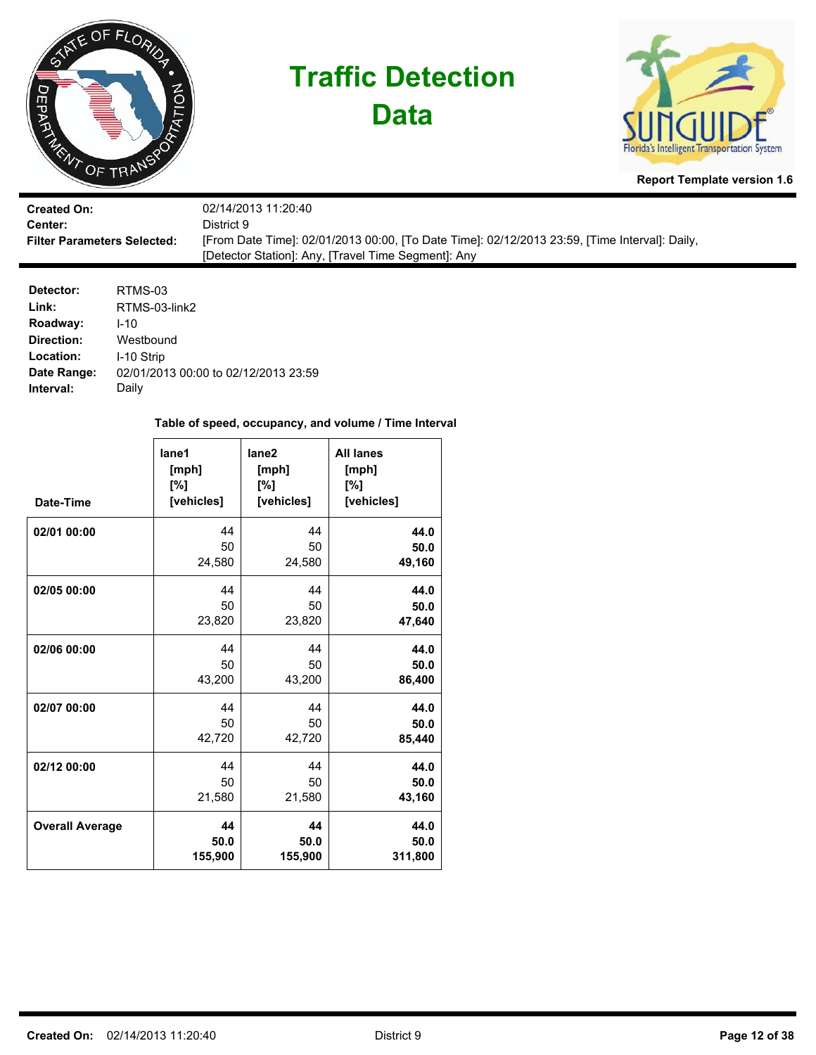# Traffic Detection Data

**Report Template version 1.6**

**Created On:** 02/14/2013 11:20:40
**Center:** District 9
**Filter Parameters Selected:** [From Date Time]: 02/01/2013 00:00, [To Date Time]: 02/12/2013 23:59, [Time Interval]: Daily, [Detector Station]: Any, [Travel Time Segment]: Any

**Detector:** RTMS-03
**Link:** RTMS-03-link2
**Roadway:** I-10
**Direction:** Westbound
**Location:** I-10 Strip
**Date Range:** 02/01/2013 00:00 to 02/12/2013 23:59
**Interval:** Daily

**Table of speed, occupancy, and volume / Time Interval**

| Date-Time | lane1 [mph] [%] [vehicles] | lane2 [mph] [%] [vehicles] | All lanes [mph] [%] [vehicles] |
|---|---|---|---|
| **02/01 00:00** | 44<br>50<br>24,580 | 44<br>50<br>24,580 | **44.0**<br>**50.0**<br>**49,160** |
| **02/05 00:00** | 44<br>50<br>23,820 | 44<br>50<br>23,820 | **44.0**<br>**50.0**<br>**47,640** |
| **02/06 00:00** | 44<br>50<br>43,200 | 44<br>50<br>43,200 | **44.0**<br>**50.0**<br>**86,400** |
| **02/07 00:00** | 44<br>50<br>42,720 | 44<br>50<br>42,720 | **44.0**<br>**50.0**<br>**85,440** |
| **02/12 00:00** | 44<br>50<br>21,580 | 44<br>50<br>21,580 | **44.0**<br>**50.0**<br>**43,160** |
| **Overall Average** | **44**<br>**50.0**<br>**155,900** | **44**<br>**50.0**<br>**155,900** | **44.0**<br>**50.0**<br>**311,800** |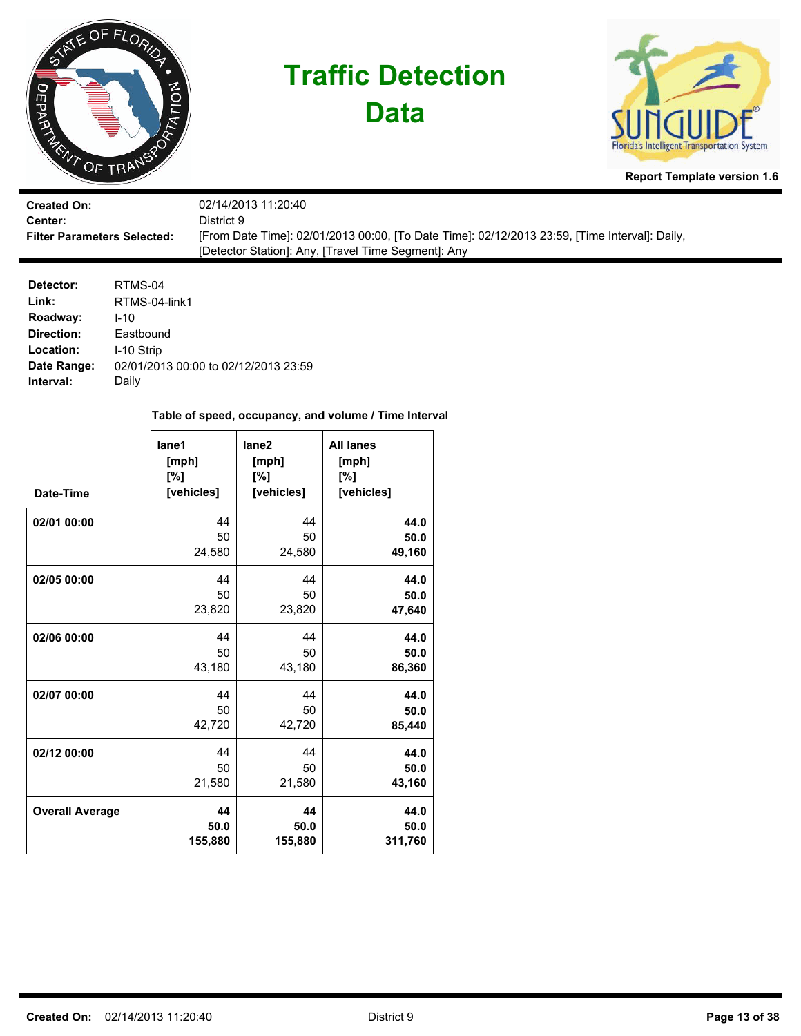# Traffic Detection Data

**Report Template version 1.6**

| | |
|---|---|
| **Created On:** | 02/14/2013 11:20:40 |
| **Center:** | District 9 |
| **Filter Parameters Selected:** | [From Date Time]: 02/01/2013 00:00, [To Date Time]: 02/12/2013 23:59, [Time Interval]: Daily, [Detector Station]: Any, [Travel Time Segment]: Any |

| | |
|---|---|
| **Detector:** | RTMS-04 |
| **Link:** | RTMS-04-link1 |
| **Roadway:** | I-10 |
| **Direction:** | Eastbound |
| **Location:** | I-10 Strip |
| **Date Range:** | 02/01/2013 00:00 to 02/12/2013 23:59 |
| **Interval:** | Daily |

**Table of speed, occupancy, and volume / Time Interval**

| Date-Time | lane1 [mph] [%] [vehicles] | lane2 [mph] [%] [vehicles] | All lanes [mph] [%] [vehicles] |
|---|---|---|---|
| **02/01 00:00** | 44<br>50<br>24,580 | 44<br>50<br>24,580 | **44.0**<br>**50.0**<br>**49,160** |
| **02/05 00:00** | 44<br>50<br>23,820 | 44<br>50<br>23,820 | **44.0**<br>**50.0**<br>**47,640** |
| **02/06 00:00** | 44<br>50<br>43,180 | 44<br>50<br>43,180 | **44.0**<br>**50.0**<br>**86,360** |
| **02/07 00:00** | 44<br>50<br>42,720 | 44<br>50<br>42,720 | **44.0**<br>**50.0**<br>**85,440** |
| **02/12 00:00** | 44<br>50<br>21,580 | 44<br>50<br>21,580 | **44.0**<br>**50.0**<br>**43,160** |
| **Overall Average** | **44**<br>**50.0**<br>**155,880** | **44**<br>**50.0**<br>**155,880** | **44.0**<br>**50.0**<br>**311,760** |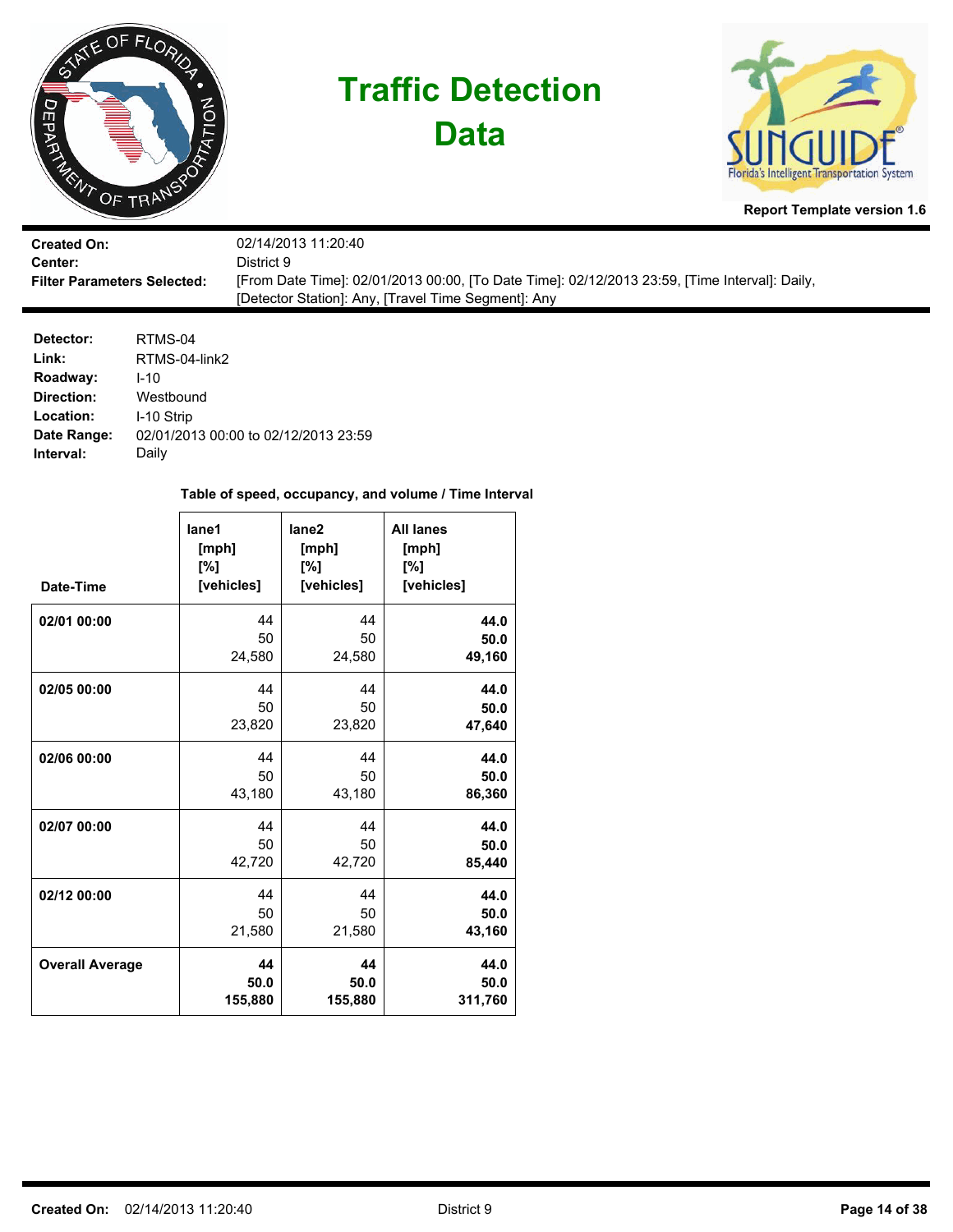# Traffic Detection Data

**Report Template version 1.6**

| | |
|---|---|
| **Created On:** | 02/14/2013 11:20:40 |
| **Center:** | District 9 |
| **Filter Parameters Selected:** | [From Date Time]: 02/01/2013 00:00, [To Date Time]: 02/12/2013 23:59, [Time Interval]: Daily, [Detector Station]: Any, [Travel Time Segment]: Any |

| | |
|---|---|
| **Detector:** | RTMS-04 |
| **Link:** | RTMS-04-link2 |
| **Roadway:** | I-10 |
| **Direction:** | Westbound |
| **Location:** | I-10 Strip |
| **Date Range:** | 02/01/2013 00:00 to 02/12/2013 23:59 |
| **Interval:** | Daily |

**Table of speed, occupancy, and volume / Time Interval**

| Date-Time | lane1 [mph] [%] [vehicles] | lane2 [mph] [%] [vehicles] | All lanes [mph] [%] [vehicles] |
|---|---|---|---|
| **02/01 00:00** | 44<br>50<br>24,580 | 44<br>50<br>24,580 | **44.0**<br>**50.0**<br>**49,160** |
| **02/05 00:00** | 44<br>50<br>23,820 | 44<br>50<br>23,820 | **44.0**<br>**50.0**<br>**47,640** |
| **02/06 00:00** | 44<br>50<br>43,180 | 44<br>50<br>43,180 | **44.0**<br>**50.0**<br>**86,360** |
| **02/07 00:00** | 44<br>50<br>42,720 | 44<br>50<br>42,720 | **44.0**<br>**50.0**<br>**85,440** |
| **02/12 00:00** | 44<br>50<br>21,580 | 44<br>50<br>21,580 | **44.0**<br>**50.0**<br>**43,160** |
| **Overall Average** | **44**<br>**50.0**<br>**155,880** | **44**<br>**50.0**<br>**155,880** | **44.0**<br>**50.0**<br>**311,760** |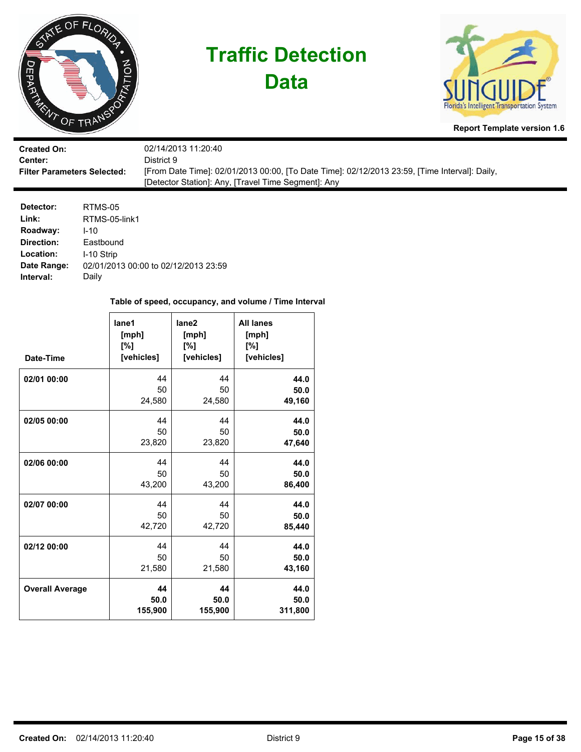# Traffic Detection Data

Report Template version 1.6

**Created On:** 02/14/2013 11:20:40
**Center:** District 9
**Filter Parameters Selected:** [From Date Time]: 02/01/2013 00:00, [To Date Time]: 02/12/2013 23:59, [Time Interval]: Daily, [Detector Station]: Any, [Travel Time Segment]: Any

**Detector:** RTMS-05
**Link:** RTMS-05-link1
**Roadway:** I-10
**Direction:** Eastbound
**Location:** I-10 Strip
**Date Range:** 02/01/2013 00:00 to 02/12/2013 23:59
**Interval:** Daily

**Table of speed, occupancy, and volume / Time Interval**

| Date-Time | lane1 [mph] [%] [vehicles] | lane2 [mph] [%] [vehicles] | All lanes [mph] [%] [vehicles] |
|---|---|---|---|
| **02/01 00:00** | 44<br>50<br>24,580 | 44<br>50<br>24,580 | **44.0**<br>**50.0**<br>**49,160** |
| **02/05 00:00** | 44<br>50<br>23,820 | 44<br>50<br>23,820 | **44.0**<br>**50.0**<br>**47,640** |
| **02/06 00:00** | 44<br>50<br>43,200 | 44<br>50<br>43,200 | **44.0**<br>**50.0**<br>**86,400** |
| **02/07 00:00** | 44<br>50<br>42,720 | 44<br>50<br>42,720 | **44.0**<br>**50.0**<br>**85,440** |
| **02/12 00:00** | 44<br>50<br>21,580 | 44<br>50<br>21,580 | **44.0**<br>**50.0**<br>**43,160** |
| **Overall Average** | **44**<br>**50.0**<br>**155,900** | **44**<br>**50.0**<br>**155,900** | **44.0**<br>**50.0**<br>**311,800** |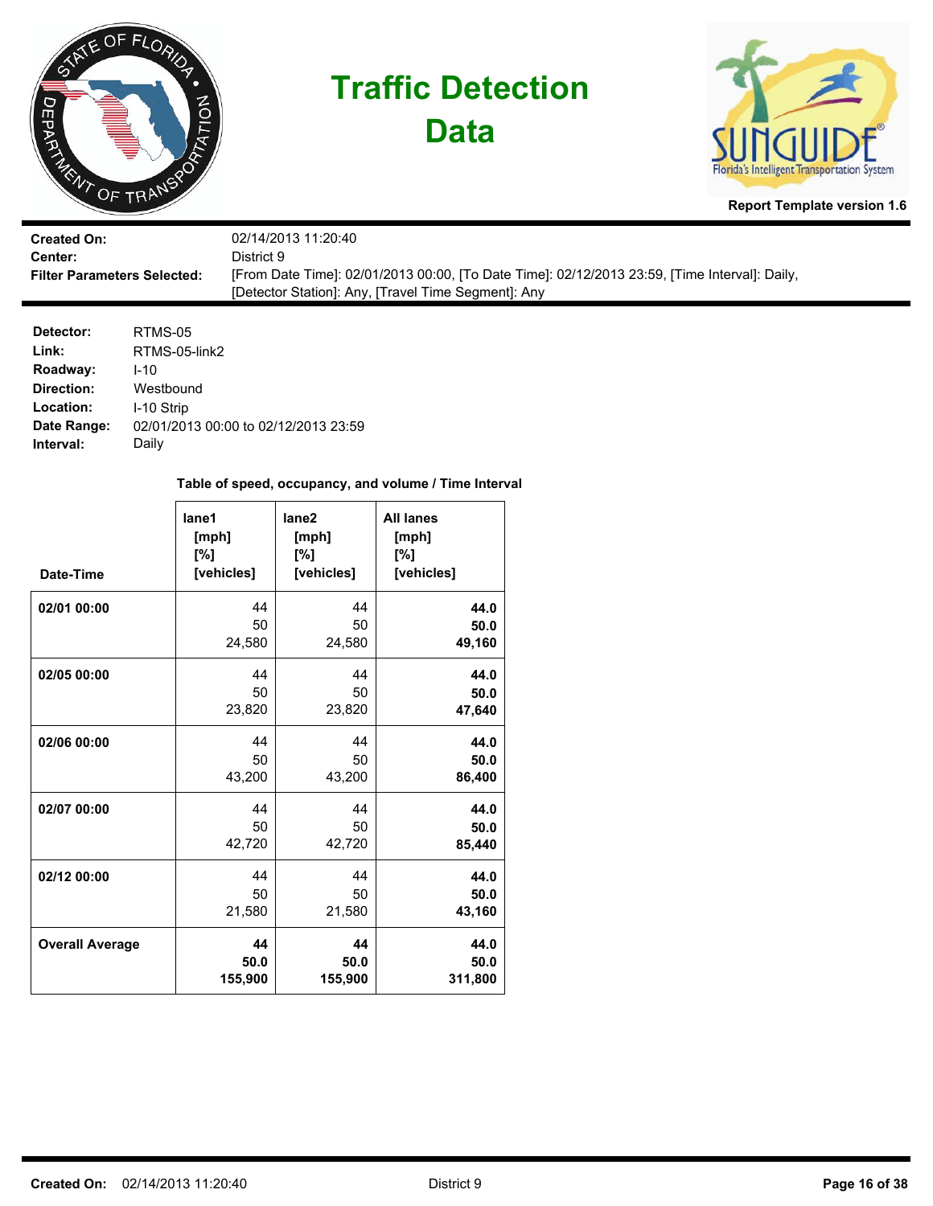# Traffic Detection Data

**Report Template version 1.6**

| | |
|---|---|
| **Created On:** | 02/14/2013 11:20:40 |
| **Center:** | District 9 |
| **Filter Parameters Selected:** | [From Date Time]: 02/01/2013 00:00, [To Date Time]: 02/12/2013 23:59, [Time Interval]: Daily, [Detector Station]: Any, [Travel Time Segment]: Any |

| | |
|---|---|
| **Detector:** | RTMS-05 |
| **Link:** | RTMS-05-link2 |
| **Roadway:** | I-10 |
| **Direction:** | Westbound |
| **Location:** | I-10 Strip |
| **Date Range:** | 02/01/2013 00:00 to 02/12/2013 23:59 |
| **Interval:** | Daily |

**Table of speed, occupancy, and volume / Time Interval**

| Date-Time | lane1 [mph] [%] [vehicles] | lane2 [mph] [%] [vehicles] | All lanes [mph] [%] [vehicles] |
|---|---|---|---|
| **02/01 00:00** | 44<br>50<br>24,580 | 44<br>50<br>24,580 | **44.0**<br>**50.0**<br>**49,160** |
| **02/05 00:00** | 44<br>50<br>23,820 | 44<br>50<br>23,820 | **44.0**<br>**50.0**<br>**47,640** |
| **02/06 00:00** | 44<br>50<br>43,200 | 44<br>50<br>43,200 | **44.0**<br>**50.0**<br>**86,400** |
| **02/07 00:00** | 44<br>50<br>42,720 | 44<br>50<br>42,720 | **44.0**<br>**50.0**<br>**85,440** |
| **02/12 00:00** | 44<br>50<br>21,580 | 44<br>50<br>21,580 | **44.0**<br>**50.0**<br>**43,160** |
| **Overall Average** | **44**<br>**50.0**<br>**155,900** | **44**<br>**50.0**<br>**155,900** | **44.0**<br>**50.0**<br>**311,800** |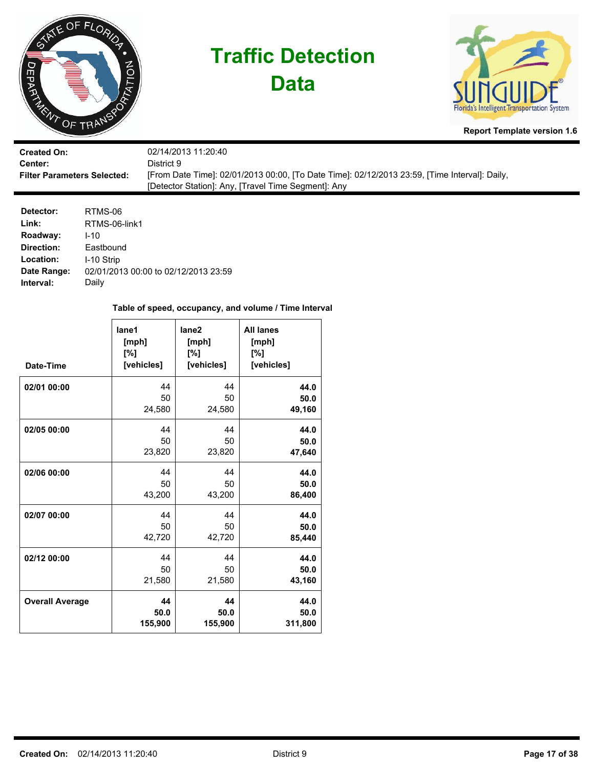# Traffic Detection Data

**Report Template version 1.6**

| | |
|---|---|
| **Created On:** | 02/14/2013 11:20:40 |
| **Center:** | District 9 |
| **Filter Parameters Selected:** | [From Date Time]: 02/01/2013 00:00, [To Date Time]: 02/12/2013 23:59, [Time Interval]: Daily, [Detector Station]: Any, [Travel Time Segment]: Any |

**Detector:** RTMS-06
**Link:** RTMS-06-link1
**Roadway:** I-10
**Direction:** Eastbound
**Location:** I-10 Strip
**Date Range:** 02/01/2013 00:00 to 02/12/2013 23:59
**Interval:** Daily

**Table of speed, occupancy, and volume / Time Interval**

| Date-Time | lane1 [mph] [%] [vehicles] | lane2 [mph] [%] [vehicles] | All lanes [mph] [%] [vehicles] |
|---|---|---|---|
| **02/01 00:00** | 44<br>50<br>24,580 | 44<br>50<br>24,580 | **44.0**<br>**50.0**<br>**49,160** |
| **02/05 00:00** | 44<br>50<br>23,820 | 44<br>50<br>23,820 | **44.0**<br>**50.0**<br>**47,640** |
| **02/06 00:00** | 44<br>50<br>43,200 | 44<br>50<br>43,200 | **44.0**<br>**50.0**<br>**86,400** |
| **02/07 00:00** | 44<br>50<br>42,720 | 44<br>50<br>42,720 | **44.0**<br>**50.0**<br>**85,440** |
| **02/12 00:00** | 44<br>50<br>21,580 | 44<br>50<br>21,580 | **44.0**<br>**50.0**<br>**43,160** |
| **Overall Average** | **44**<br>**50.0**<br>**155,900** | **44**<br>**50.0**<br>**155,900** | **44.0**<br>**50.0**<br>**311,800** |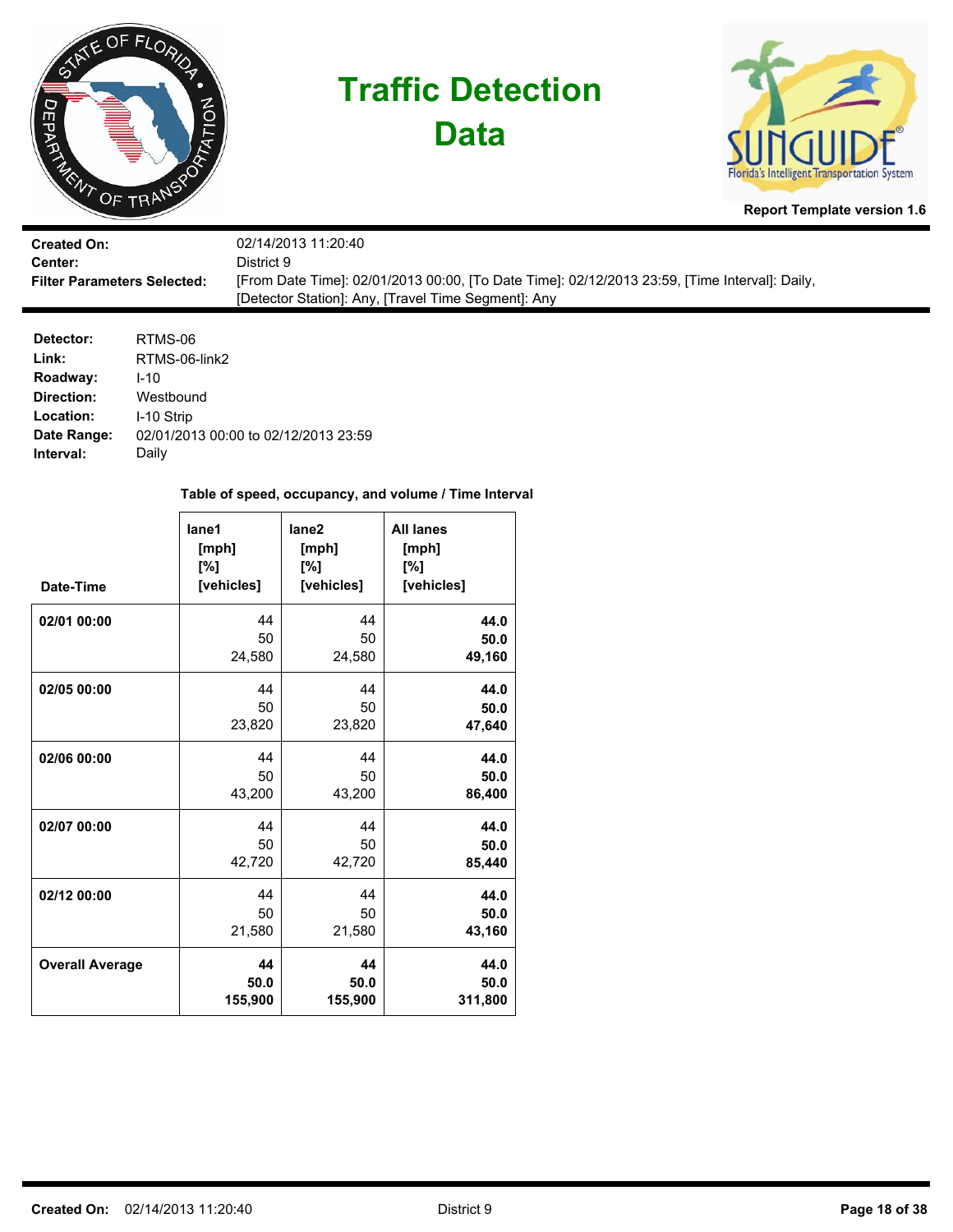# Traffic Detection Data

**Report Template version 1.6**

| | |
|---|---|
| **Created On:** | 02/14/2013 11:20:40 |
| **Center:** | District 9 |
| **Filter Parameters Selected:** | [From Date Time]: 02/01/2013 00:00, [To Date Time]: 02/12/2013 23:59, [Time Interval]: Daily, [Detector Station]: Any, [Travel Time Segment]: Any |

| | |
|---|---|
| **Detector:** | RTMS-06 |
| **Link:** | RTMS-06-link2 |
| **Roadway:** | I-10 |
| **Direction:** | Westbound |
| **Location:** | I-10 Strip |
| **Date Range:** | 02/01/2013 00:00 to 02/12/2013 23:59 |
| **Interval:** | Daily |

**Table of speed, occupancy, and volume / Time Interval**

| Date-Time | lane1 [mph] [%] [vehicles] | lane2 [mph] [%] [vehicles] | All lanes [mph] [%] [vehicles] |
|---|---|---|---|
| **02/01 00:00** | 44<br>50<br>24,580 | 44<br>50<br>24,580 | **44.0**<br>**50.0**<br>**49,160** |
| **02/05 00:00** | 44<br>50<br>23,820 | 44<br>50<br>23,820 | **44.0**<br>**50.0**<br>**47,640** |
| **02/06 00:00** | 44<br>50<br>43,200 | 44<br>50<br>43,200 | **44.0**<br>**50.0**<br>**86,400** |
| **02/07 00:00** | 44<br>50<br>42,720 | 44<br>50<br>42,720 | **44.0**<br>**50.0**<br>**85,440** |
| **02/12 00:00** | 44<br>50<br>21,580 | 44<br>50<br>21,580 | **44.0**<br>**50.0**<br>**43,160** |
| **Overall Average** | **44**<br>**50.0**<br>**155,900** | **44**<br>**50.0**<br>**155,900** | **44.0**<br>**50.0**<br>**311,800** |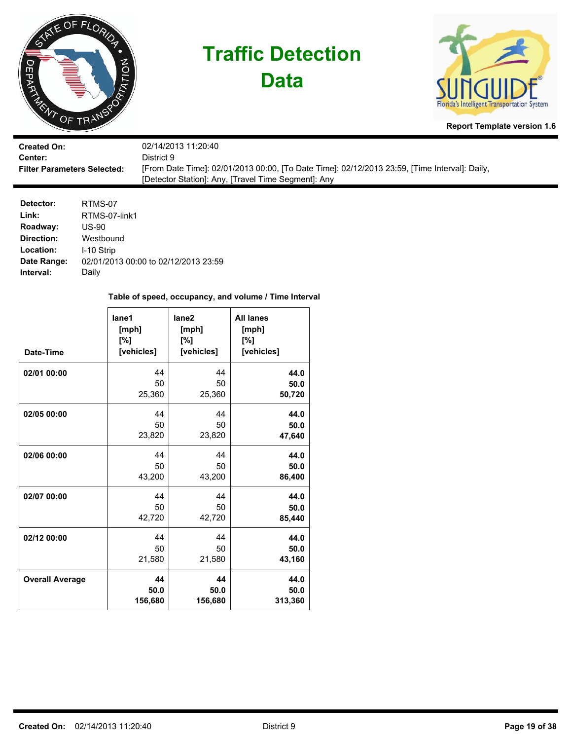# Traffic Detection Data

**Report Template version 1.6**

| | |
|---|---|
| **Created On:** | 02/14/2013 11:20:40 |
| **Center:** | District 9 |
| **Filter Parameters Selected:** | [From Date Time]: 02/01/2013 00:00, [To Date Time]: 02/12/2013 23:59, [Time Interval]: Daily, [Detector Station]: Any, [Travel Time Segment]: Any |

| | |
|---|---|
| **Detector:** | RTMS-07 |
| **Link:** | RTMS-07-link1 |
| **Roadway:** | US-90 |
| **Direction:** | Westbound |
| **Location:** | I-10 Strip |
| **Date Range:** | 02/01/2013 00:00 to 02/12/2013 23:59 |
| **Interval:** | Daily |

**Table of speed, occupancy, and volume / Time Interval**

| Date-Time | lane1 [mph] [%] [vehicles] | lane2 [mph] [%] [vehicles] | All lanes [mph] [%] [vehicles] |
|---|---|---|---|
| **02/01 00:00** | 44<br>50<br>25,360 | 44<br>50<br>25,360 | **44.0**<br>**50.0**<br>**50,720** |
| **02/05 00:00** | 44<br>50<br>23,820 | 44<br>50<br>23,820 | **44.0**<br>**50.0**<br>**47,640** |
| **02/06 00:00** | 44<br>50<br>43,200 | 44<br>50<br>43,200 | **44.0**<br>**50.0**<br>**86,400** |
| **02/07 00:00** | 44<br>50<br>42,720 | 44<br>50<br>42,720 | **44.0**<br>**50.0**<br>**85,440** |
| **02/12 00:00** | 44<br>50<br>21,580 | 44<br>50<br>21,580 | **44.0**<br>**50.0**<br>**43,160** |
| **Overall Average** | **44**<br>**50.0**<br>**156,680** | **44**<br>**50.0**<br>**156,680** | **44.0**<br>**50.0**<br>**313,360** |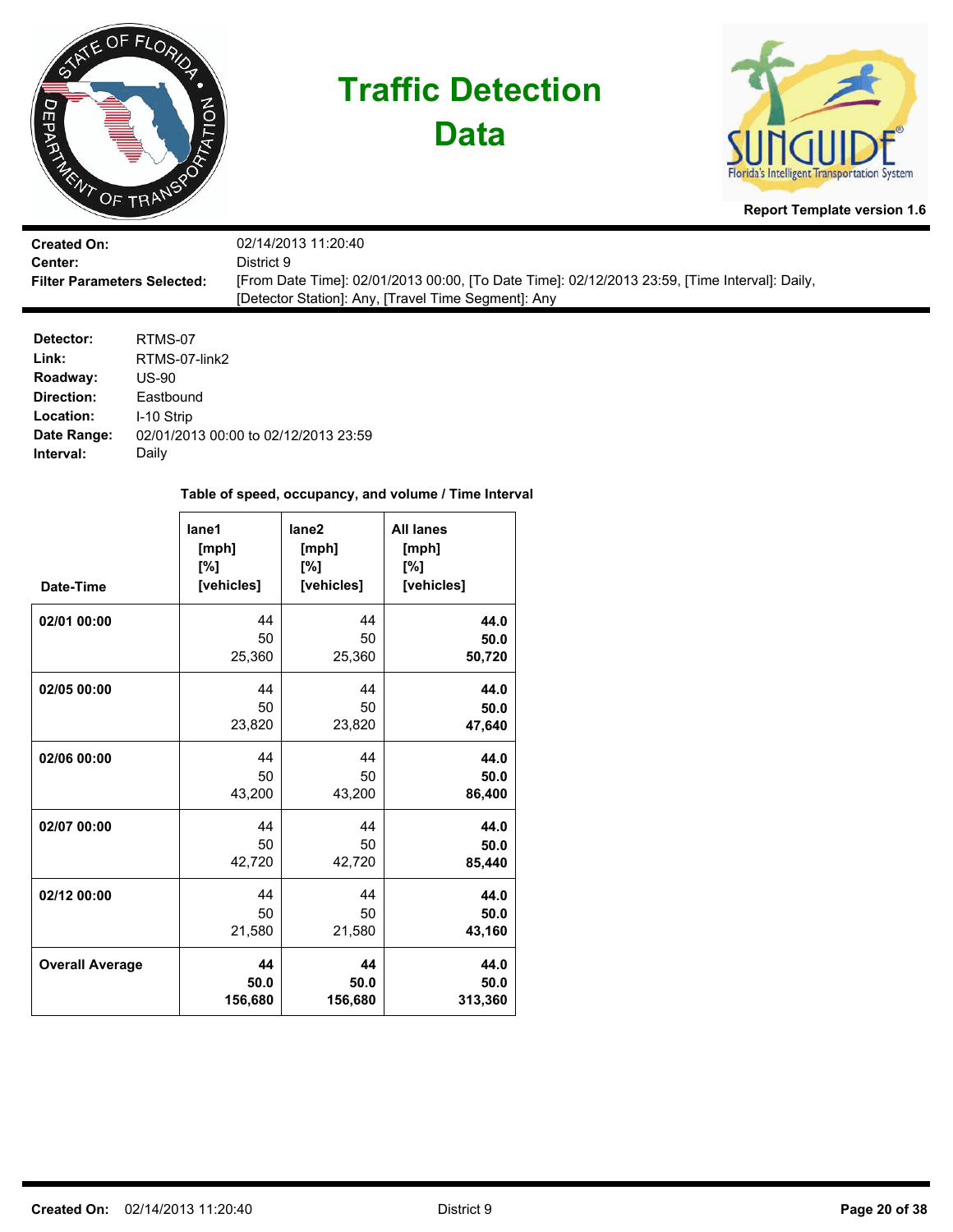# Traffic Detection Data

**Report Template version 1.6**

| | |
|---|---|
| **Created On:** | 02/14/2013 11:20:40 |
| **Center:** | District 9 |
| **Filter Parameters Selected:** | [From Date Time]: 02/01/2013 00:00, [To Date Time]: 02/12/2013 23:59, [Time Interval]: Daily, [Detector Station]: Any, [Travel Time Segment]: Any |

| | |
|---|---|
| **Detector:** | RTMS-07 |
| **Link:** | RTMS-07-link2 |
| **Roadway:** | US-90 |
| **Direction:** | Eastbound |
| **Location:** | I-10 Strip |
| **Date Range:** | 02/01/2013 00:00 to 02/12/2013 23:59 |
| **Interval:** | Daily |

**Table of speed, occupancy, and volume / Time Interval**

| Date-Time | lane1 [mph] [%] [vehicles] | lane2 [mph] [%] [vehicles] | All lanes [mph] [%] [vehicles] |
|---|---|---|---|
| **02/01 00:00** | 44<br>50<br>25,360 | 44<br>50<br>25,360 | **44.0**<br>**50.0**<br>**50,720** |
| **02/05 00:00** | 44<br>50<br>23,820 | 44<br>50<br>23,820 | **44.0**<br>**50.0**<br>**47,640** |
| **02/06 00:00** | 44<br>50<br>43,200 | 44<br>50<br>43,200 | **44.0**<br>**50.0**<br>**86,400** |
| **02/07 00:00** | 44<br>50<br>42,720 | 44<br>50<br>42,720 | **44.0**<br>**50.0**<br>**85,440** |
| **02/12 00:00** | 44<br>50<br>21,580 | 44<br>50<br>21,580 | **44.0**<br>**50.0**<br>**43,160** |
| **Overall Average** | **44**<br>**50.0**<br>**156,680** | **44**<br>**50.0**<br>**156,680** | **44.0**<br>**50.0**<br>**313,360** |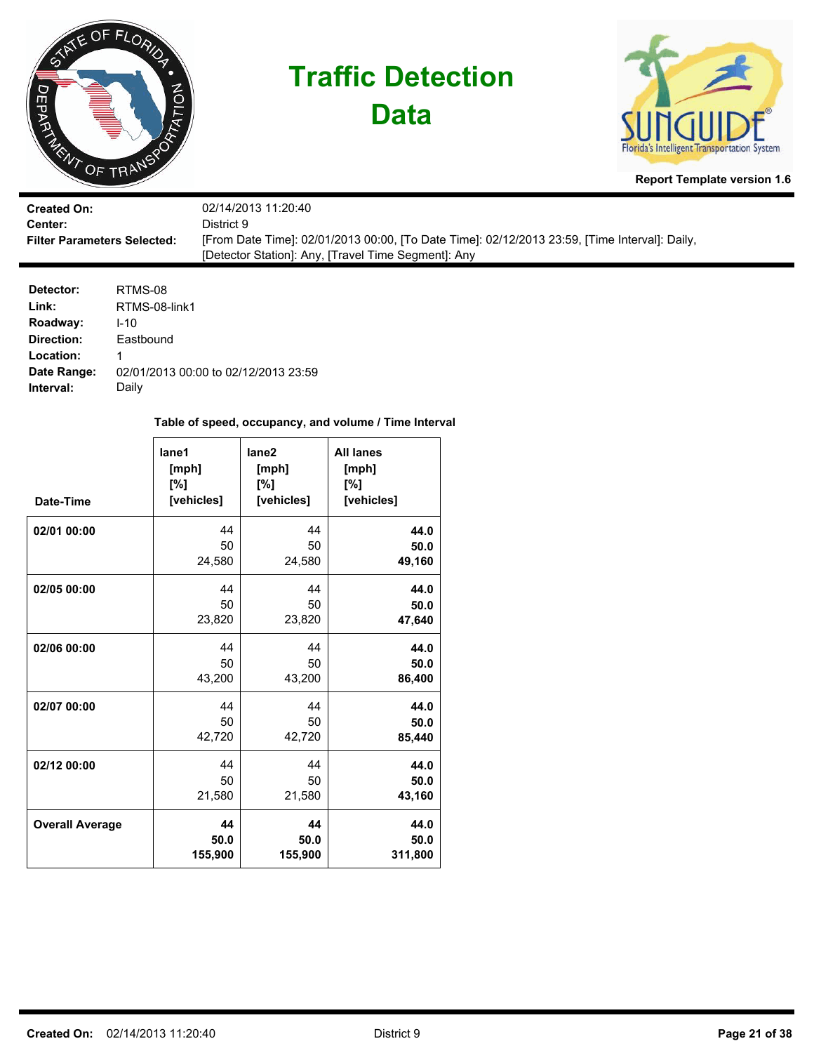# Traffic Detection Data

**Report Template version 1.6**

| | |
|---|---|
| **Created On:** | 02/14/2013 11:20:40 |
| **Center:** | District 9 |
| **Filter Parameters Selected:** | [From Date Time]: 02/01/2013 00:00, [To Date Time]: 02/12/2013 23:59, [Time Interval]: Daily, [Detector Station]: Any, [Travel Time Segment]: Any |

| | |
|---|---|
| **Detector:** | RTMS-08 |
| **Link:** | RTMS-08-link1 |
| **Roadway:** | I-10 |
| **Direction:** | Eastbound |
| **Location:** | 1 |
| **Date Range:** | 02/01/2013 00:00 to 02/12/2013 23:59 |
| **Interval:** | Daily |

**Table of speed, occupancy, and volume / Time Interval**

| Date-Time | lane1 [mph] [%] [vehicles] | lane2 [mph] [%] [vehicles] | All lanes [mph] [%] [vehicles] |
|---|---|---|---|
| **02/01 00:00** | 44<br>50<br>24,580 | 44<br>50<br>24,580 | **44.0**<br>**50.0**<br>**49,160** |
| **02/05 00:00** | 44<br>50<br>23,820 | 44<br>50<br>23,820 | **44.0**<br>**50.0**<br>**47,640** |
| **02/06 00:00** | 44<br>50<br>43,200 | 44<br>50<br>43,200 | **44.0**<br>**50.0**<br>**86,400** |
| **02/07 00:00** | 44<br>50<br>42,720 | 44<br>50<br>42,720 | **44.0**<br>**50.0**<br>**85,440** |
| **02/12 00:00** | 44<br>50<br>21,580 | 44<br>50<br>21,580 | **44.0**<br>**50.0**<br>**43,160** |
| **Overall Average** | **44**<br>**50.0**<br>**155,900** | **44**<br>**50.0**<br>**155,900** | **44.0**<br>**50.0**<br>**311,800** |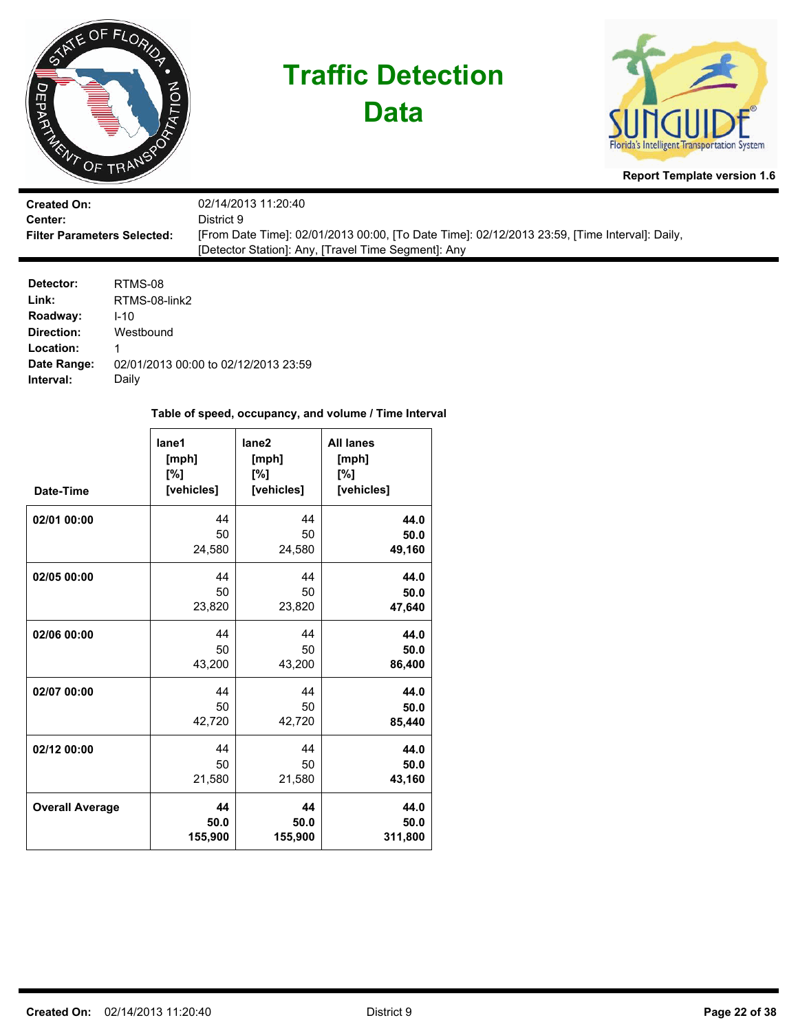# Traffic Detection Data

**Report Template version 1.6**

**Created On:** 02/14/2013 11:20:40
**Center:** District 9
**Filter Parameters Selected:** [From Date Time]: 02/01/2013 00:00, [To Date Time]: 02/12/2013 23:59, [Time Interval]: Daily, [Detector Station]: Any, [Travel Time Segment]: Any

**Detector:** RTMS-08
**Link:** RTMS-08-link2
**Roadway:** I-10
**Direction:** Westbound
**Location:** 1
**Date Range:** 02/01/2013 00:00 to 02/12/2013 23:59
**Interval:** Daily

**Table of speed, occupancy, and volume / Time Interval**

| Date-Time | lane1 [mph] [%] [vehicles] | lane2 [mph] [%] [vehicles] | All lanes [mph] [%] [vehicles] |
|---|---|---|---|
| **02/01 00:00** | 44<br>50<br>24,580 | 44<br>50<br>24,580 | **44.0**<br>**50.0**<br>**49,160** |
| **02/05 00:00** | 44<br>50<br>23,820 | 44<br>50<br>23,820 | **44.0**<br>**50.0**<br>**47,640** |
| **02/06 00:00** | 44<br>50<br>43,200 | 44<br>50<br>43,200 | **44.0**<br>**50.0**<br>**86,400** |
| **02/07 00:00** | 44<br>50<br>42,720 | 44<br>50<br>42,720 | **44.0**<br>**50.0**<br>**85,440** |
| **02/12 00:00** | 44<br>50<br>21,580 | 44<br>50<br>21,580 | **44.0**<br>**50.0**<br>**43,160** |
| **Overall Average** | **44**<br>**50.0**<br>**155,900** | **44**<br>**50.0**<br>**155,900** | **44.0**<br>**50.0**<br>**311,800** |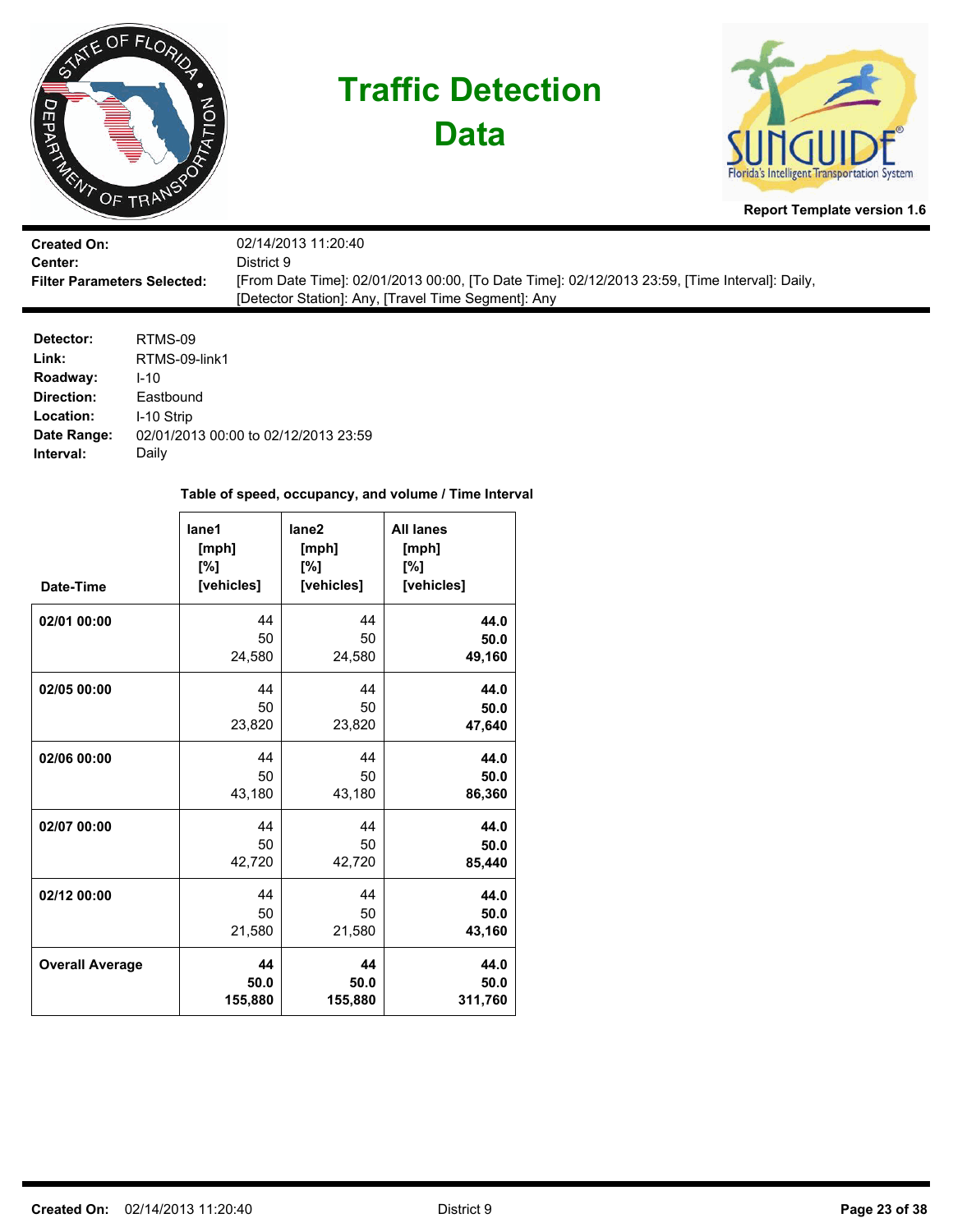# Traffic Detection Data

**Report Template version 1.6**

| | |
|---|---|
| **Created On:** | 02/14/2013 11:20:40 |
| **Center:** | District 9 |
| **Filter Parameters Selected:** | [From Date Time]: 02/01/2013 00:00, [To Date Time]: 02/12/2013 23:59, [Time Interval]: Daily, [Detector Station]: Any, [Travel Time Segment]: Any |

| | |
|---|---|
| **Detector:** | RTMS-09 |
| **Link:** | RTMS-09-link1 |
| **Roadway:** | I-10 |
| **Direction:** | Eastbound |
| **Location:** | I-10 Strip |
| **Date Range:** | 02/01/2013 00:00 to 02/12/2013 23:59 |
| **Interval:** | Daily |

**Table of speed, occupancy, and volume / Time Interval**

| Date-Time | lane1 [mph] [%] [vehicles] | lane2 [mph] [%] [vehicles] | All lanes [mph] [%] [vehicles] |
|---|---|---|---|
| **02/01 00:00** | 44<br>50<br>24,580 | 44<br>50<br>24,580 | **44.0**<br>**50.0**<br>**49,160** |
| **02/05 00:00** | 44<br>50<br>23,820 | 44<br>50<br>23,820 | **44.0**<br>**50.0**<br>**47,640** |
| **02/06 00:00** | 44<br>50<br>43,180 | 44<br>50<br>43,180 | **44.0**<br>**50.0**<br>**86,360** |
| **02/07 00:00** | 44<br>50<br>42,720 | 44<br>50<br>42,720 | **44.0**<br>**50.0**<br>**85,440** |
| **02/12 00:00** | 44<br>50<br>21,580 | 44<br>50<br>21,580 | **44.0**<br>**50.0**<br>**43,160** |
| **Overall Average** | **44**<br>**50.0**<br>**155,880** | **44**<br>**50.0**<br>**155,880** | **44.0**<br>**50.0**<br>**311,760** |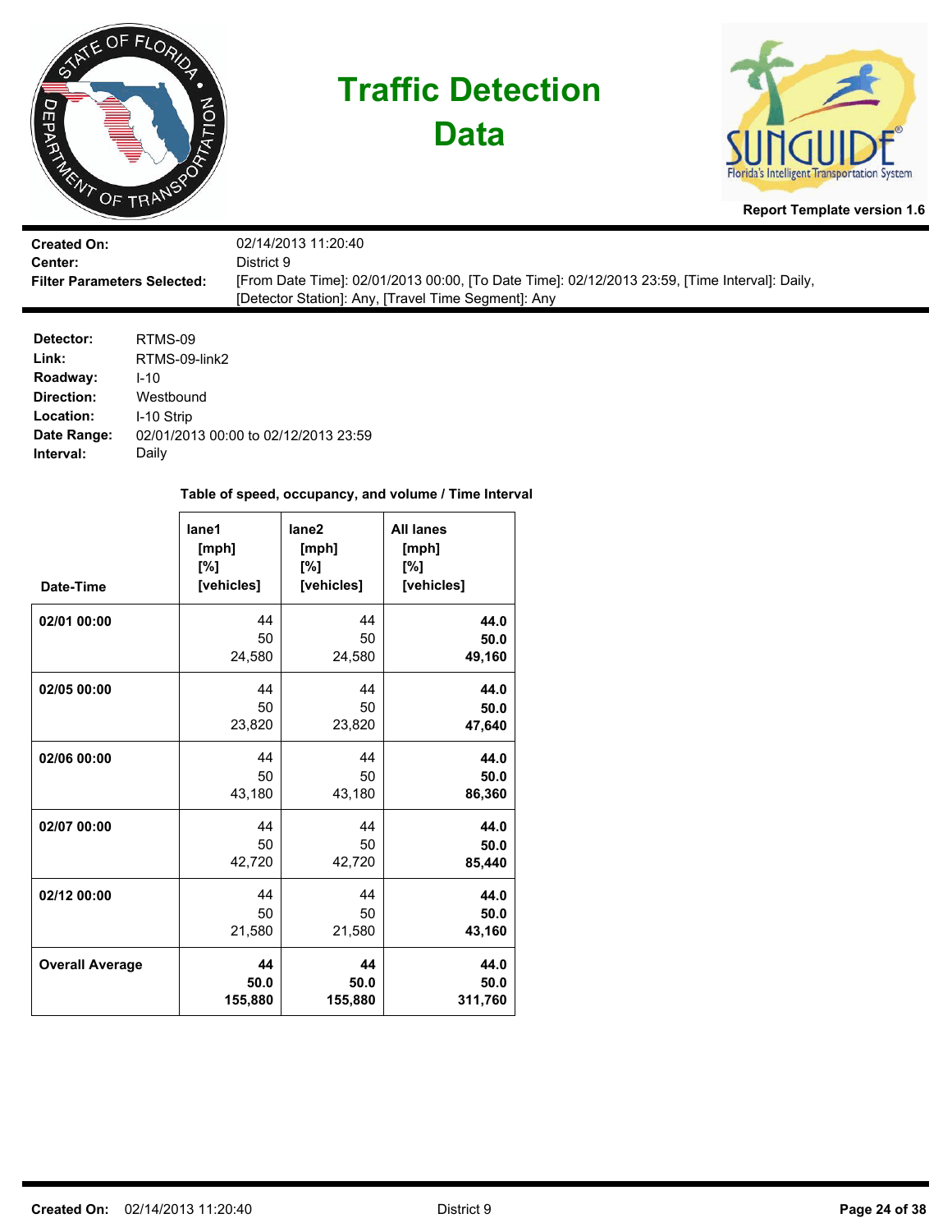# Traffic Detection Data

Report Template version 1.6

**Created On:** 02/14/2013 11:20:40
**Center:** District 9
**Filter Parameters Selected:** [From Date Time]: 02/01/2013 00:00, [To Date Time]: 02/12/2013 23:59, [Time Interval]: Daily, [Detector Station]: Any, [Travel Time Segment]: Any

**Detector:** RTMS-09
**Link:** RTMS-09-link2
**Roadway:** I-10
**Direction:** Westbound
**Location:** I-10 Strip
**Date Range:** 02/01/2013 00:00 to 02/12/2013 23:59
**Interval:** Daily

**Table of speed, occupancy, and volume / Time Interval**

| Date-Time | lane1 [mph] [%] [vehicles] | lane2 [mph] [%] [vehicles] | All lanes [mph] [%] [vehicles] |
|---|---|---|---|
| **02/01 00:00** | 44<br>50<br>24,580 | 44<br>50<br>24,580 | **44.0**<br>**50.0**<br>**49,160** |
| **02/05 00:00** | 44<br>50<br>23,820 | 44<br>50<br>23,820 | **44.0**<br>**50.0**<br>**47,640** |
| **02/06 00:00** | 44<br>50<br>43,180 | 44<br>50<br>43,180 | **44.0**<br>**50.0**<br>**86,360** |
| **02/07 00:00** | 44<br>50<br>42,720 | 44<br>50<br>42,720 | **44.0**<br>**50.0**<br>**85,440** |
| **02/12 00:00** | 44<br>50<br>21,580 | 44<br>50<br>21,580 | **44.0**<br>**50.0**<br>**43,160** |
| **Overall Average** | **44**<br>**50.0**<br>**155,880** | **44**<br>**50.0**<br>**155,880** | **44.0**<br>**50.0**<br>**311,760** |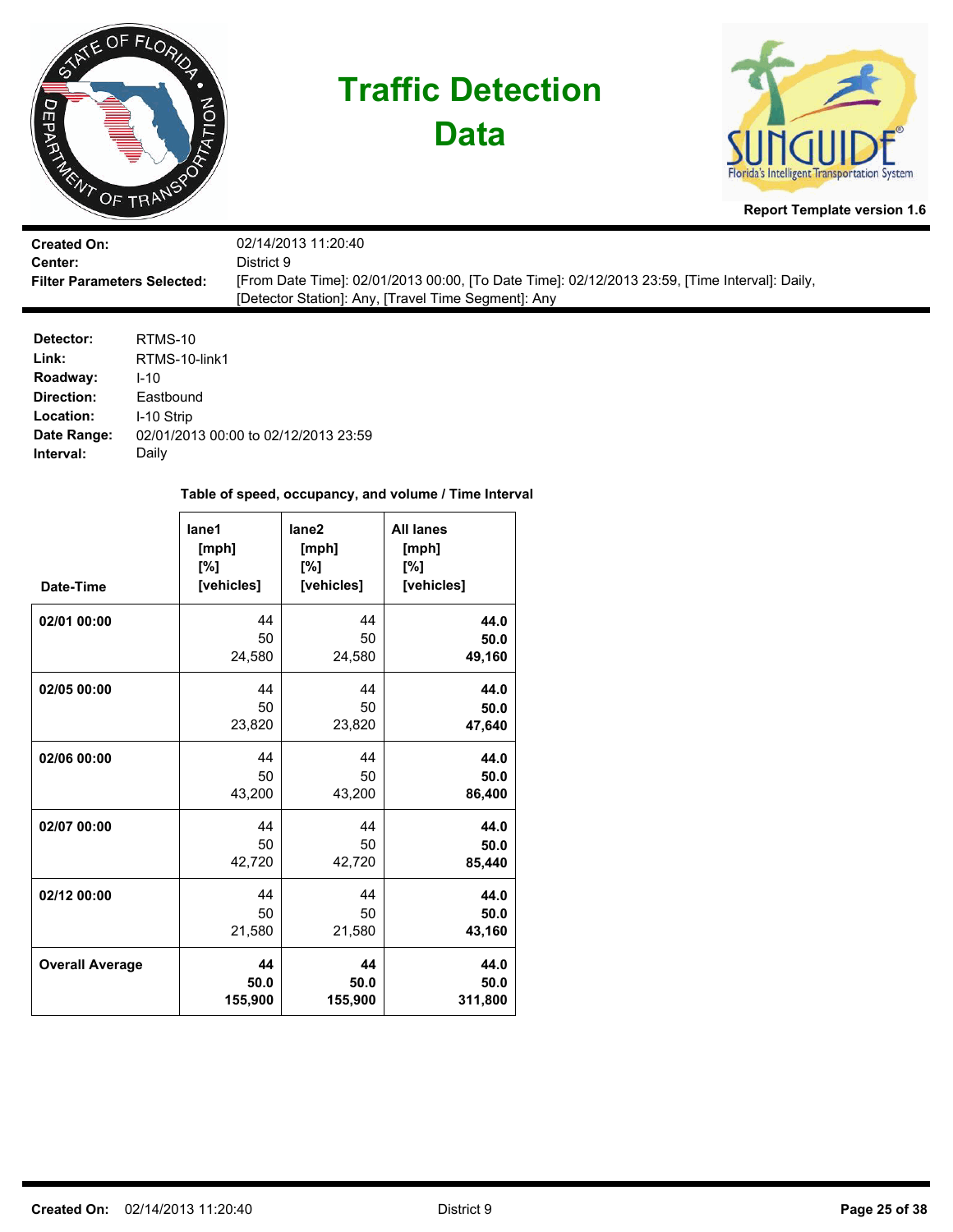# Traffic Detection Data

**Report Template version 1.6**

| | |
|---|---|
| **Created On:** | 02/14/2013 11:20:40 |
| **Center:** | District 9 |
| **Filter Parameters Selected:** | [From Date Time]: 02/01/2013 00:00, [To Date Time]: 02/12/2013 23:59, [Time Interval]: Daily, [Detector Station]: Any, [Travel Time Segment]: Any |

| | |
|---|---|
| **Detector:** | RTMS-10 |
| **Link:** | RTMS-10-link1 |
| **Roadway:** | I-10 |
| **Direction:** | Eastbound |
| **Location:** | I-10 Strip |
| **Date Range:** | 02/01/2013 00:00 to 02/12/2013 23:59 |
| **Interval:** | Daily |

**Table of speed, occupancy, and volume / Time Interval**

| Date-Time | lane1 [mph] [%] [vehicles] | lane2 [mph] [%] [vehicles] | All lanes [mph] [%] [vehicles] |
|---|---|---|---|
| **02/01 00:00** | 44<br>50<br>24,580 | 44<br>50<br>24,580 | **44.0**<br>**50.0**<br>**49,160** |
| **02/05 00:00** | 44<br>50<br>23,820 | 44<br>50<br>23,820 | **44.0**<br>**50.0**<br>**47,640** |
| **02/06 00:00** | 44<br>50<br>43,200 | 44<br>50<br>43,200 | **44.0**<br>**50.0**<br>**86,400** |
| **02/07 00:00** | 44<br>50<br>42,720 | 44<br>50<br>42,720 | **44.0**<br>**50.0**<br>**85,440** |
| **02/12 00:00** | 44<br>50<br>21,580 | 44<br>50<br>21,580 | **44.0**<br>**50.0**<br>**43,160** |
| **Overall Average** | **44**<br>**50.0**<br>**155,900** | **44**<br>**50.0**<br>**155,900** | **44.0**<br>**50.0**<br>**311,800** |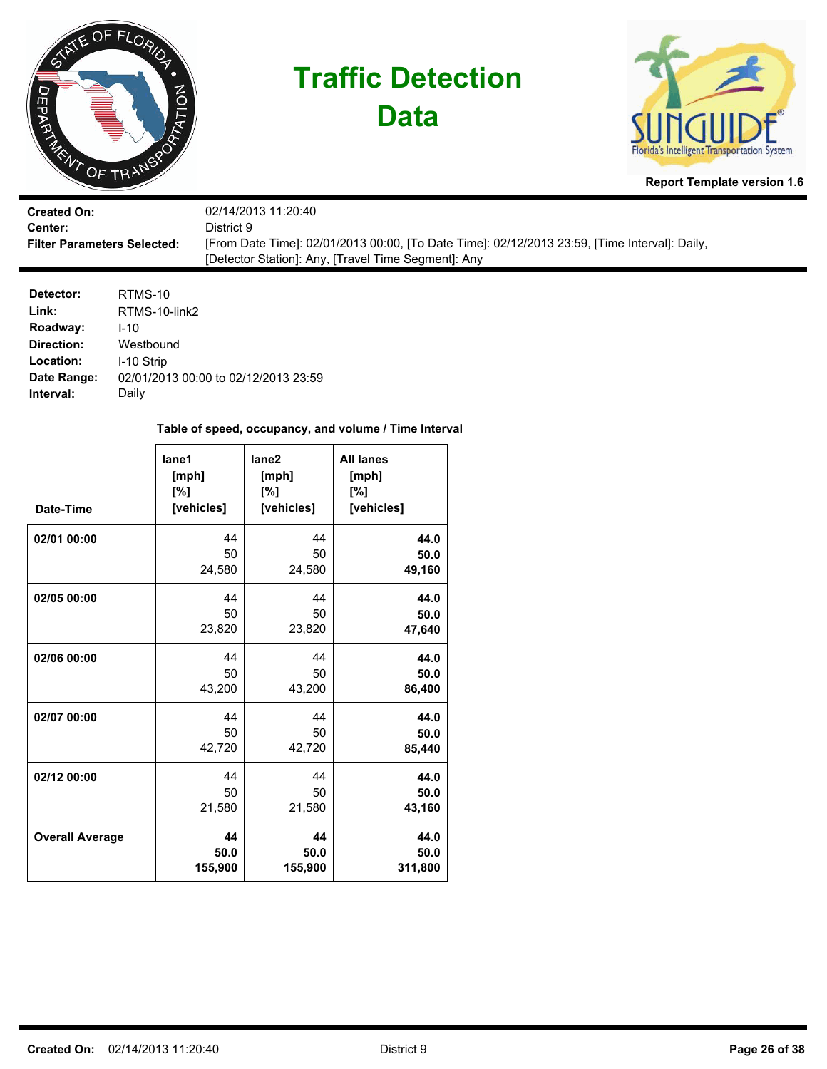# Traffic Detection Data

**Report Template version 1.6**

| | |
|---|---|
| **Created On:** | 02/14/2013 11:20:40 |
| **Center:** | District 9 |
| **Filter Parameters Selected:** | [From Date Time]: 02/01/2013 00:00, [To Date Time]: 02/12/2013 23:59, [Time Interval]: Daily, [Detector Station]: Any, [Travel Time Segment]: Any |

| | |
|---|---|
| **Detector:** | RTMS-10 |
| **Link:** | RTMS-10-link2 |
| **Roadway:** | I-10 |
| **Direction:** | Westbound |
| **Location:** | I-10 Strip |
| **Date Range:** | 02/01/2013 00:00 to 02/12/2013 23:59 |
| **Interval:** | Daily |

**Table of speed, occupancy, and volume / Time Interval**

| Date-Time | lane1 [mph] [%] [vehicles] | lane2 [mph] [%] [vehicles] | All lanes [mph] [%] [vehicles] |
|---|---|---|---|
| **02/01 00:00** | 44<br>50<br>24,580 | 44<br>50<br>24,580 | **44.0**<br>**50.0**<br>**49,160** |
| **02/05 00:00** | 44<br>50<br>23,820 | 44<br>50<br>23,820 | **44.0**<br>**50.0**<br>**47,640** |
| **02/06 00:00** | 44<br>50<br>43,200 | 44<br>50<br>43,200 | **44.0**<br>**50.0**<br>**86,400** |
| **02/07 00:00** | 44<br>50<br>42,720 | 44<br>50<br>42,720 | **44.0**<br>**50.0**<br>**85,440** |
| **02/12 00:00** | 44<br>50<br>21,580 | 44<br>50<br>21,580 | **44.0**<br>**50.0**<br>**43,160** |
| **Overall Average** | **44**<br>**50.0**<br>**155,900** | **44**<br>**50.0**<br>**155,900** | **44.0**<br>**50.0**<br>**311,800** |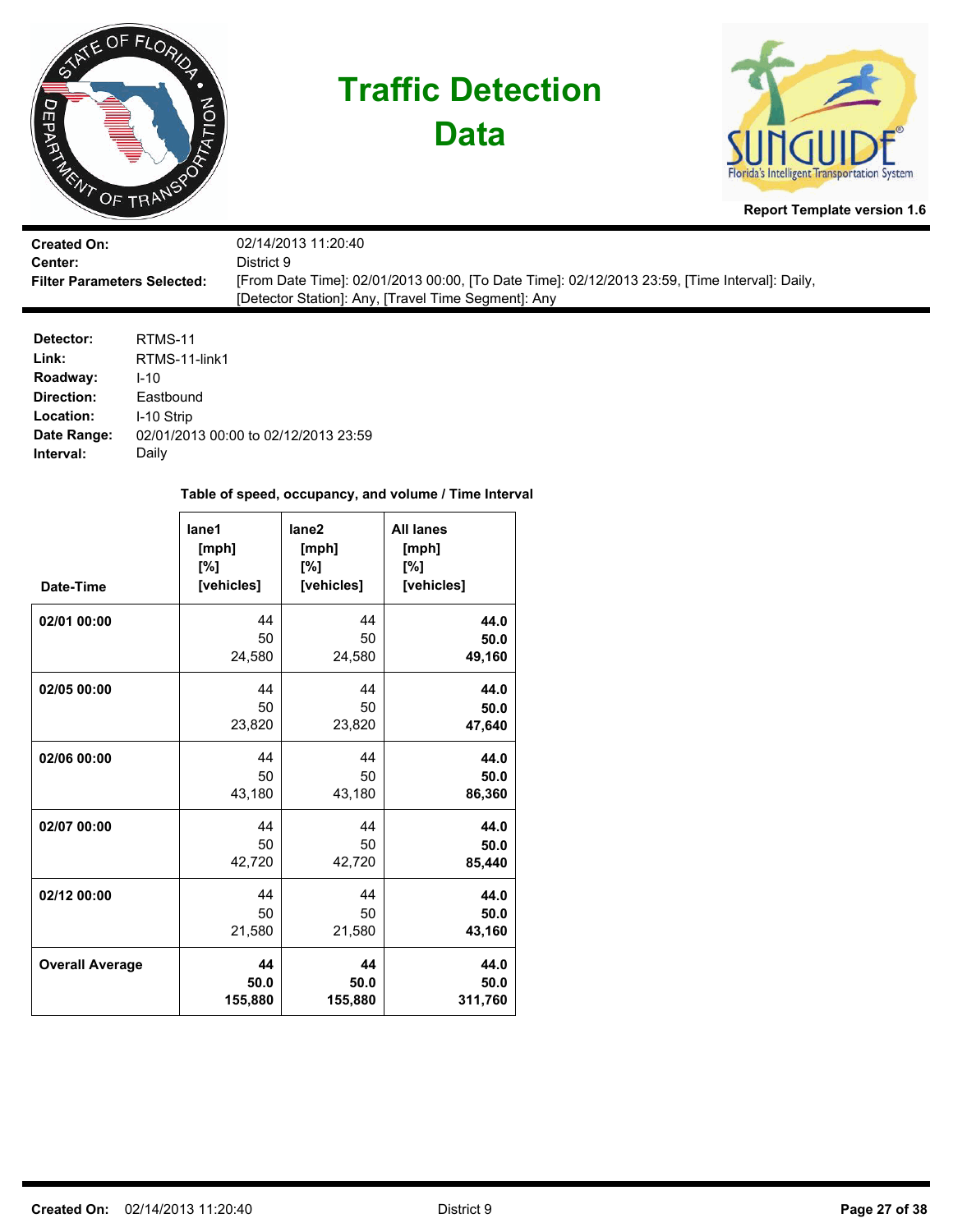# Traffic Detection Data

**Report Template version 1.6**

**Created On:** 02/14/2013 11:20:40
**Center:** District 9
**Filter Parameters Selected:** [From Date Time]: 02/01/2013 00:00, [To Date Time]: 02/12/2013 23:59, [Time Interval]: Daily, [Detector Station]: Any, [Travel Time Segment]: Any

**Detector:** RTMS-11
**Link:** RTMS-11-link1
**Roadway:** I-10
**Direction:** Eastbound
**Location:** I-10 Strip
**Date Range:** 02/01/2013 00:00 to 02/12/2013 23:59
**Interval:** Daily

**Table of speed, occupancy, and volume / Time Interval**

| Date-Time | lane1 [mph] [%] [vehicles] | lane2 [mph] [%] [vehicles] | All lanes [mph] [%] [vehicles] |
|---|---|---|---|
| **02/01 00:00** | 44<br>50<br>24,580 | 44<br>50<br>24,580 | **44.0**<br>**50.0**<br>**49,160** |
| **02/05 00:00** | 44<br>50<br>23,820 | 44<br>50<br>23,820 | **44.0**<br>**50.0**<br>**47,640** |
| **02/06 00:00** | 44<br>50<br>43,180 | 44<br>50<br>43,180 | **44.0**<br>**50.0**<br>**86,360** |
| **02/07 00:00** | 44<br>50<br>42,720 | 44<br>50<br>42,720 | **44.0**<br>**50.0**<br>**85,440** |
| **02/12 00:00** | 44<br>50<br>21,580 | 44<br>50<br>21,580 | **44.0**<br>**50.0**<br>**43,160** |
| **Overall Average** | **44**<br>**50.0**<br>**155,880** | **44**<br>**50.0**<br>**155,880** | **44.0**<br>**50.0**<br>**311,760** |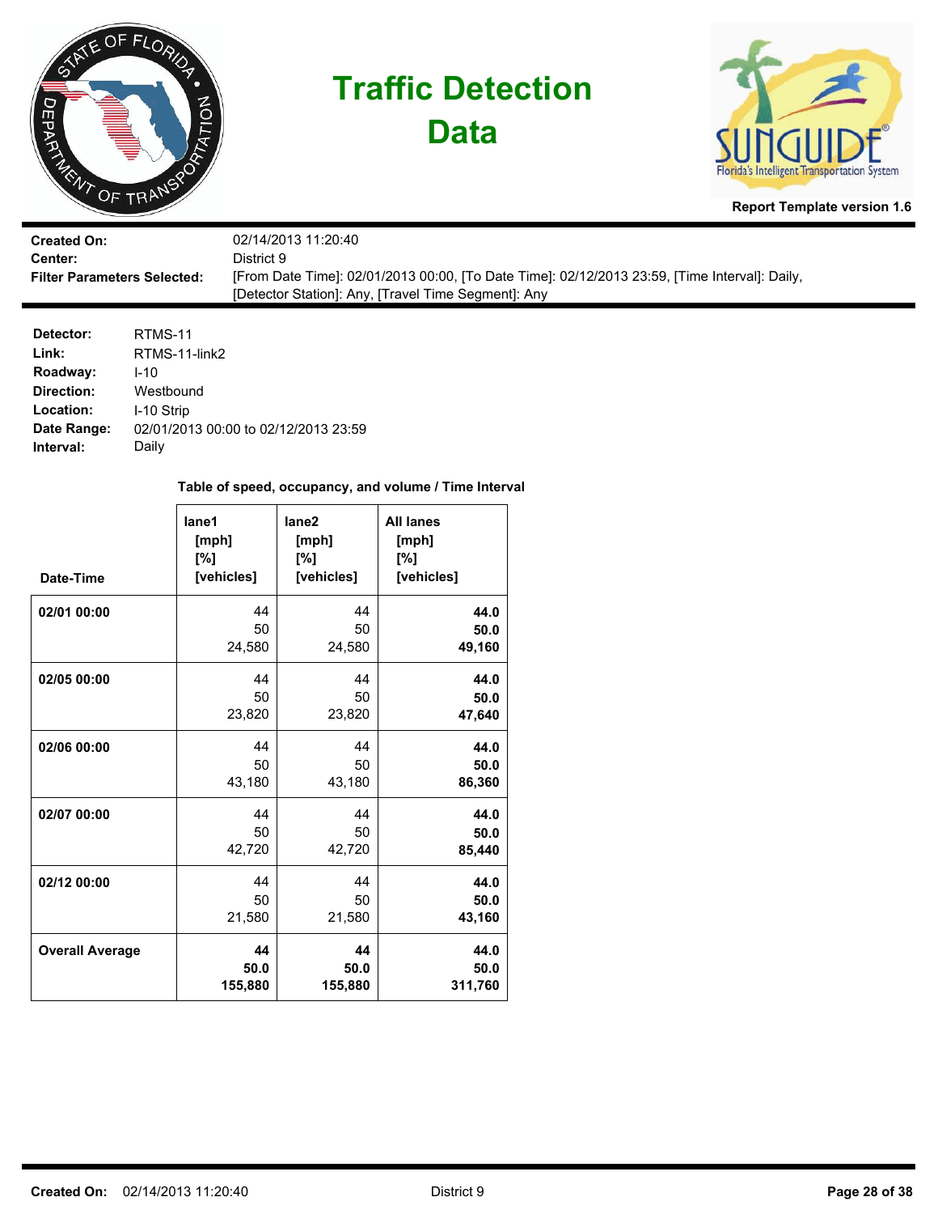# Traffic Detection Data

**Report Template version 1.6**

| | |
|---|---|
| **Created On:** | 02/14/2013 11:20:40 |
| **Center:** | District 9 |
| **Filter Parameters Selected:** | [From Date Time]: 02/01/2013 00:00, [To Date Time]: 02/12/2013 23:59, [Time Interval]: Daily, [Detector Station]: Any, [Travel Time Segment]: Any |

| | |
|---|---|
| **Detector:** | RTMS-11 |
| **Link:** | RTMS-11-link2 |
| **Roadway:** | I-10 |
| **Direction:** | Westbound |
| **Location:** | I-10 Strip |
| **Date Range:** | 02/01/2013 00:00 to 02/12/2013 23:59 |
| **Interval:** | Daily |

**Table of speed, occupancy, and volume / Time Interval**

| Date-Time | lane1 [mph] [%] [vehicles] | lane2 [mph] [%] [vehicles] | All lanes [mph] [%] [vehicles] |
|---|---|---|---|
| **02/01 00:00** | 44<br>50<br>24,580 | 44<br>50<br>24,580 | **44.0**<br>**50.0**<br>**49,160** |
| **02/05 00:00** | 44<br>50<br>23,820 | 44<br>50<br>23,820 | **44.0**<br>**50.0**<br>**47,640** |
| **02/06 00:00** | 44<br>50<br>43,180 | 44<br>50<br>43,180 | **44.0**<br>**50.0**<br>**86,360** |
| **02/07 00:00** | 44<br>50<br>42,720 | 44<br>50<br>42,720 | **44.0**<br>**50.0**<br>**85,440** |
| **02/12 00:00** | 44<br>50<br>21,580 | 44<br>50<br>21,580 | **44.0**<br>**50.0**<br>**43,160** |
| **Overall Average** | **44**<br>**50.0**<br>**155,880** | **44**<br>**50.0**<br>**155,880** | **44.0**<br>**50.0**<br>**311,760** |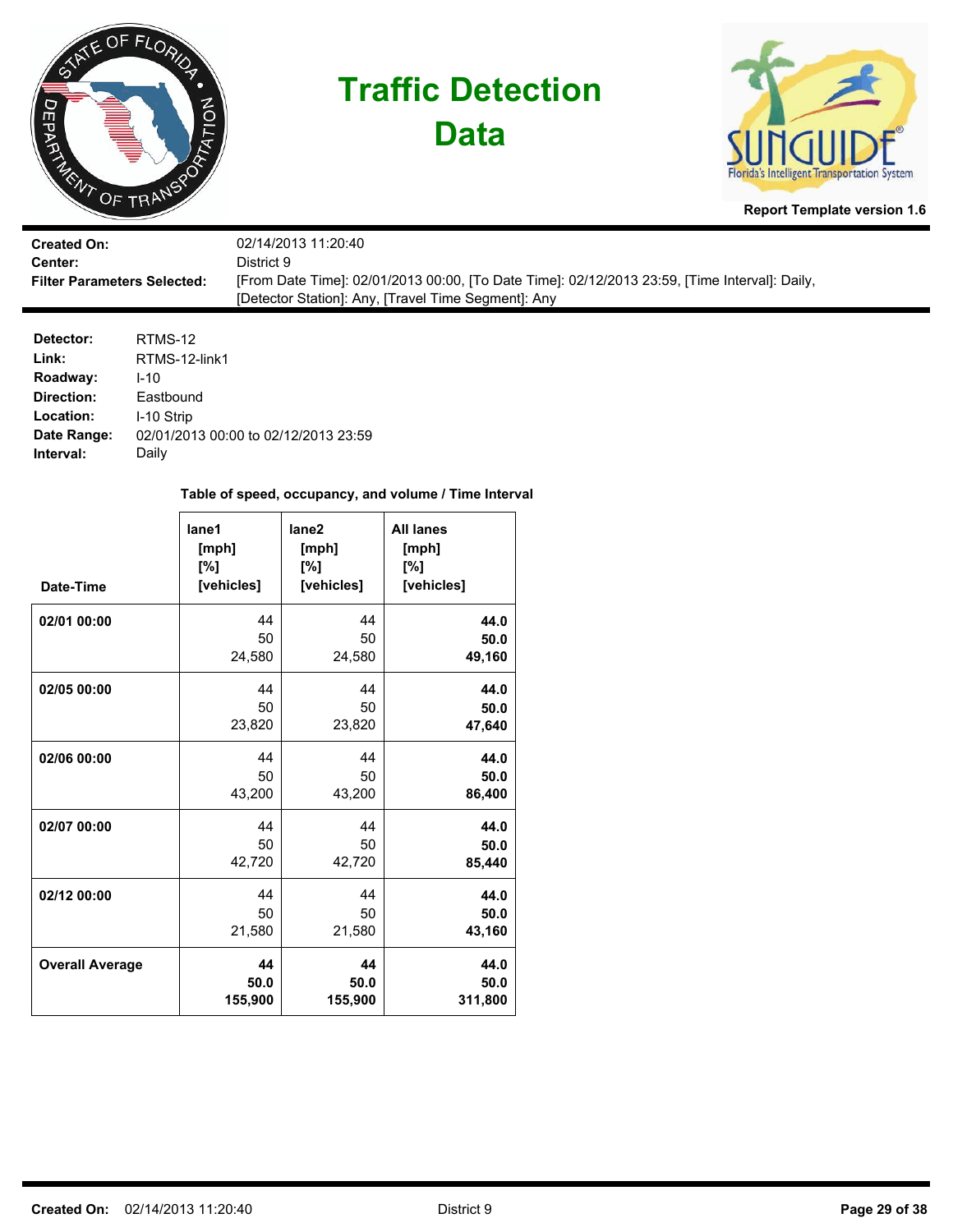# Traffic Detection Data

**Report Template version 1.6**

| | |
|---|---|
| **Created On:** | 02/14/2013 11:20:40 |
| **Center:** | District 9 |
| **Filter Parameters Selected:** | [From Date Time]: 02/01/2013 00:00, [To Date Time]: 02/12/2013 23:59, [Time Interval]: Daily, [Detector Station]: Any, [Travel Time Segment]: Any |

| | |
|---|---|
| **Detector:** | RTMS-12 |
| **Link:** | RTMS-12-link1 |
| **Roadway:** | I-10 |
| **Direction:** | Eastbound |
| **Location:** | I-10 Strip |
| **Date Range:** | 02/01/2013 00:00 to 02/12/2013 23:59 |
| **Interval:** | Daily |

**Table of speed, occupancy, and volume / Time Interval**

| Date-Time | lane1 [mph] [%] [vehicles] | lane2 [mph] [%] [vehicles] | All lanes [mph] [%] [vehicles] |
|---|---|---|---|
| **02/01 00:00** | 44<br>50<br>24,580 | 44<br>50<br>24,580 | **44.0**<br>**50.0**<br>**49,160** |
| **02/05 00:00** | 44<br>50<br>23,820 | 44<br>50<br>23,820 | **44.0**<br>**50.0**<br>**47,640** |
| **02/06 00:00** | 44<br>50<br>43,200 | 44<br>50<br>43,200 | **44.0**<br>**50.0**<br>**86,400** |
| **02/07 00:00** | 44<br>50<br>42,720 | 44<br>50<br>42,720 | **44.0**<br>**50.0**<br>**85,440** |
| **02/12 00:00** | 44<br>50<br>21,580 | 44<br>50<br>21,580 | **44.0**<br>**50.0**<br>**43,160** |
| **Overall Average** | **44**<br>**50.0**<br>**155,900** | **44**<br>**50.0**<br>**155,900** | **44.0**<br>**50.0**<br>**311,800** |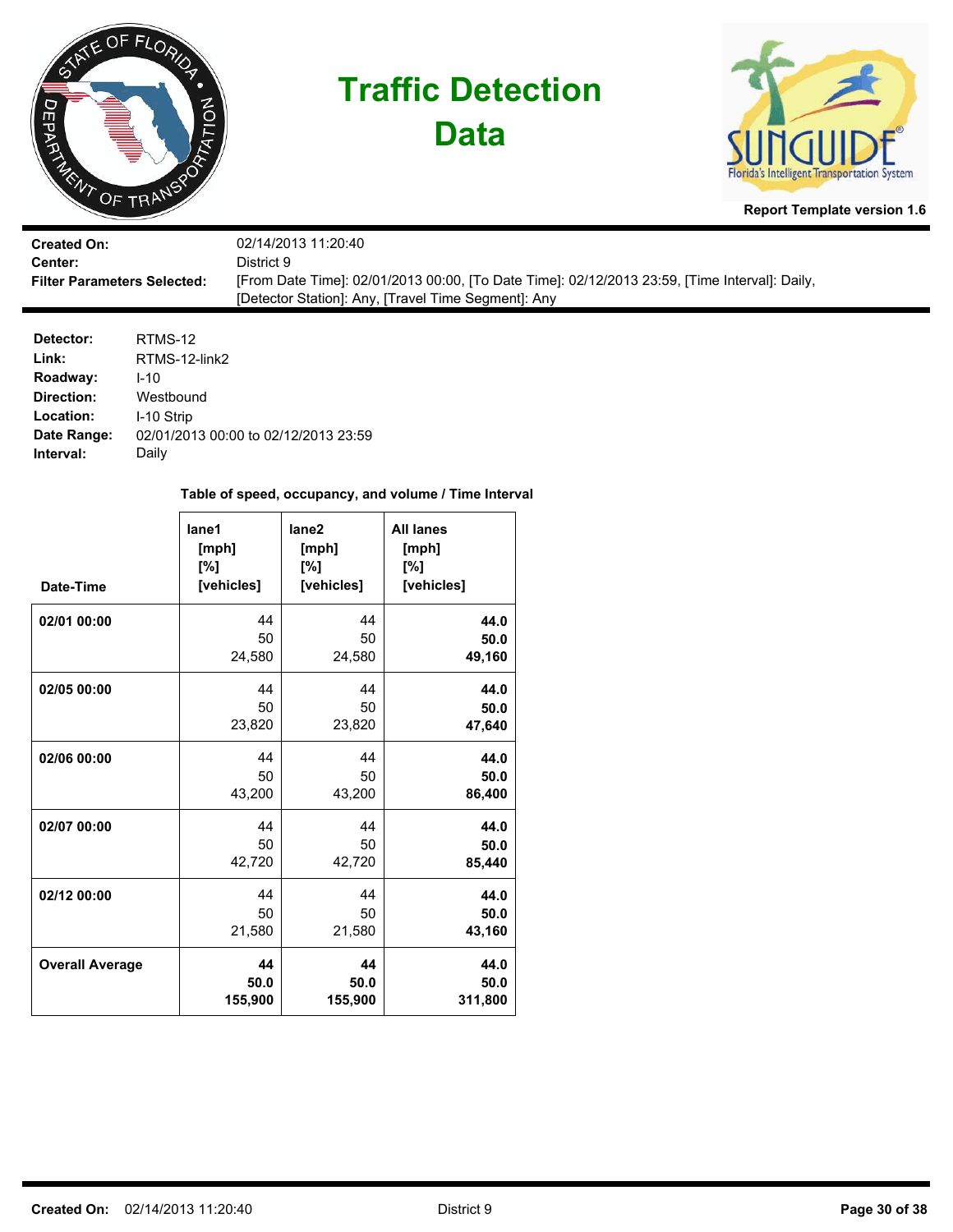# Traffic Detection Data

**Report Template version 1.6**

**Created On:** 02/14/2013 11:20:40
**Center:** District 9
**Filter Parameters Selected:** [From Date Time]: 02/01/2013 00:00, [To Date Time]: 02/12/2013 23:59, [Time Interval]: Daily, [Detector Station]: Any, [Travel Time Segment]: Any

**Detector:** RTMS-12
**Link:** RTMS-12-link2
**Roadway:** I-10
**Direction:** Westbound
**Location:** I-10 Strip
**Date Range:** 02/01/2013 00:00 to 02/12/2013 23:59
**Interval:** Daily

**Table of speed, occupancy, and volume / Time Interval**

| Date-Time | lane1 [mph] [%] [vehicles] | lane2 [mph] [%] [vehicles] | All lanes [mph] [%] [vehicles] |
|---|---|---|---|
| 02/01 00:00 | 44<br>50<br>24,580 | 44<br>50<br>24,580 | **44.0**<br>**50.0**<br>**49,160** |
| 02/05 00:00 | 44<br>50<br>23,820 | 44<br>50<br>23,820 | **44.0**<br>**50.0**<br>**47,640** |
| 02/06 00:00 | 44<br>50<br>43,200 | 44<br>50<br>43,200 | **44.0**<br>**50.0**<br>**86,400** |
| 02/07 00:00 | 44<br>50<br>42,720 | 44<br>50<br>42,720 | **44.0**<br>**50.0**<br>**85,440** |
| 02/12 00:00 | 44<br>50<br>21,580 | 44<br>50<br>21,580 | **44.0**<br>**50.0**<br>**43,160** |
| **Overall Average** | **44**<br>**50.0**<br>**155,900** | **44**<br>**50.0**<br>**155,900** | **44.0**<br>**50.0**<br>**311,800** |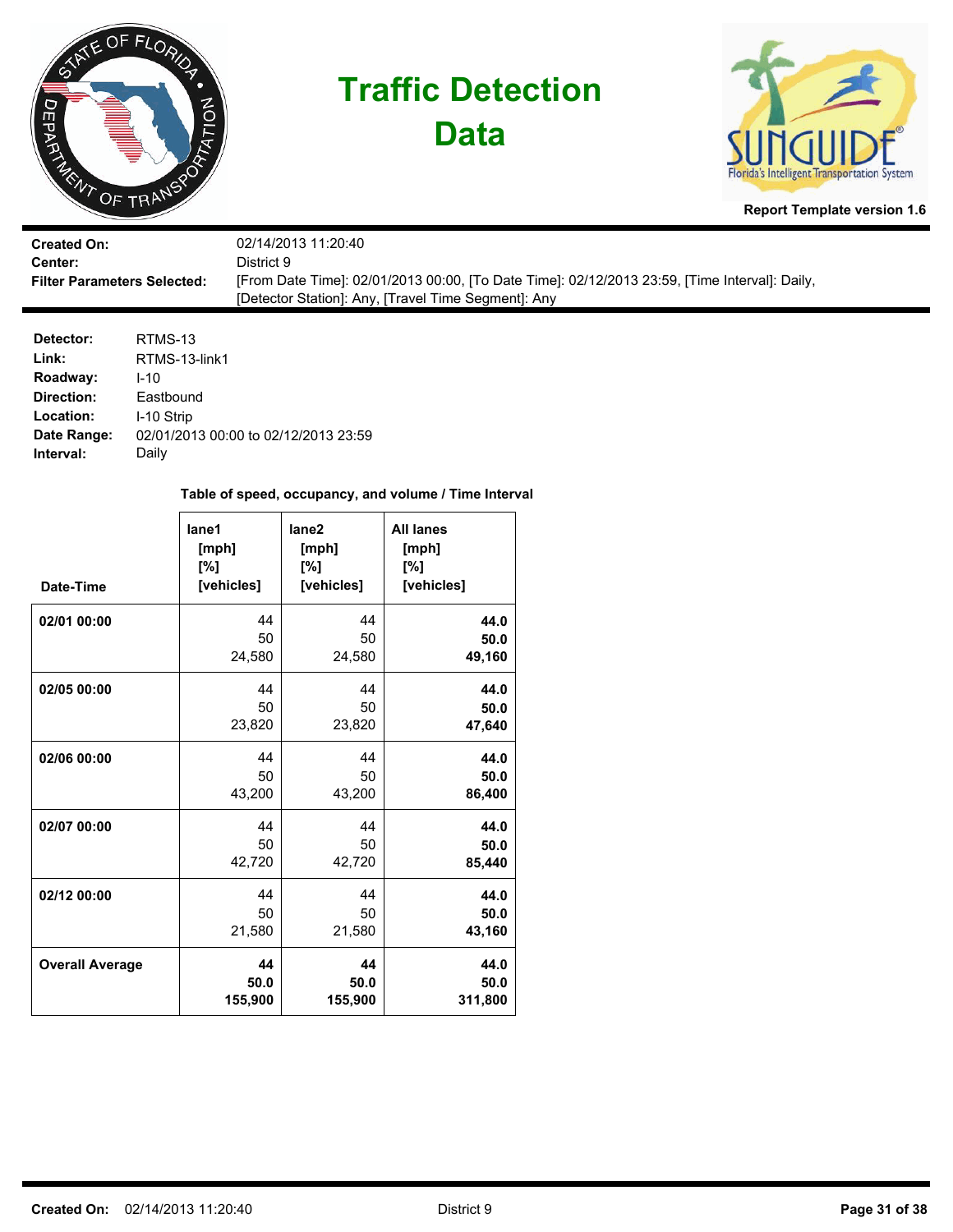# Traffic Detection Data

**Report Template version 1.6**

| | |
|---|---|
| **Created On:** | 02/14/2013 11:20:40 |
| **Center:** | District 9 |
| **Filter Parameters Selected:** | [From Date Time]: 02/01/2013 00:00, [To Date Time]: 02/12/2013 23:59, [Time Interval]: Daily, [Detector Station]: Any, [Travel Time Segment]: Any |

| | |
|---|---|
| **Detector:** | RTMS-13 |
| **Link:** | RTMS-13-link1 |
| **Roadway:** | I-10 |
| **Direction:** | Eastbound |
| **Location:** | I-10 Strip |
| **Date Range:** | 02/01/2013 00:00 to 02/12/2013 23:59 |
| **Interval:** | Daily |

**Table of speed, occupancy, and volume / Time Interval**

| Date-Time | lane1 [mph] [%] [vehicles] | lane2 [mph] [%] [vehicles] | All lanes [mph] [%] [vehicles] |
|---|---|---|---|
| **02/01 00:00** | 44<br>50<br>24,580 | 44<br>50<br>24,580 | **44.0**<br>**50.0**<br>**49,160** |
| **02/05 00:00** | 44<br>50<br>23,820 | 44<br>50<br>23,820 | **44.0**<br>**50.0**<br>**47,640** |
| **02/06 00:00** | 44<br>50<br>43,200 | 44<br>50<br>43,200 | **44.0**<br>**50.0**<br>**86,400** |
| **02/07 00:00** | 44<br>50<br>42,720 | 44<br>50<br>42,720 | **44.0**<br>**50.0**<br>**85,440** |
| **02/12 00:00** | 44<br>50<br>21,580 | 44<br>50<br>21,580 | **44.0**<br>**50.0**<br>**43,160** |
| **Overall Average** | **44**<br>**50.0**<br>**155,900** | **44**<br>**50.0**<br>**155,900** | **44.0**<br>**50.0**<br>**311,800** |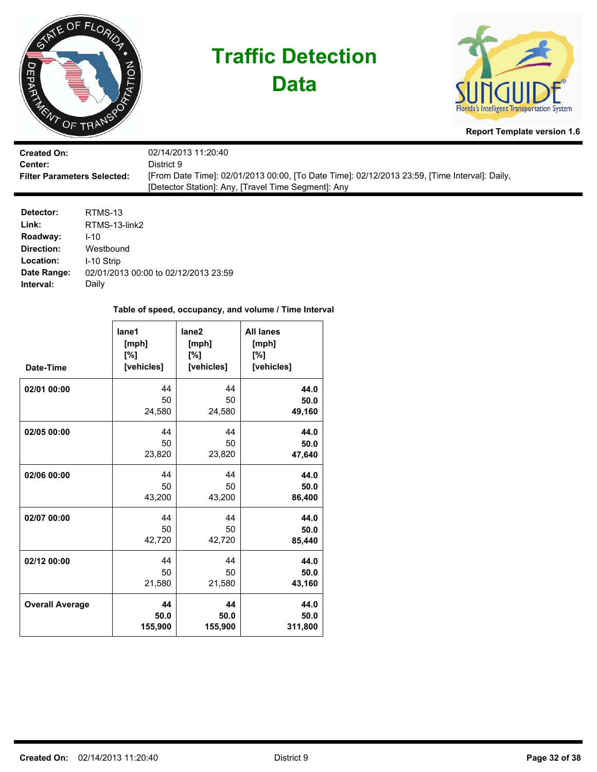# Traffic Detection Data

**Report Template version 1.6**

| | |
|---|---|
| **Created On:** | 02/14/2013 11:20:40 |
| **Center:** | District 9 |
| **Filter Parameters Selected:** | [From Date Time]: 02/01/2013 00:00, [To Date Time]: 02/12/2013 23:59, [Time Interval]: Daily, [Detector Station]: Any, [Travel Time Segment]: Any |

| | |
|---|---|
| **Detector:** | RTMS-13 |
| **Link:** | RTMS-13-link2 |
| **Roadway:** | I-10 |
| **Direction:** | Westbound |
| **Location:** | I-10 Strip |
| **Date Range:** | 02/01/2013 00:00 to 02/12/2013 23:59 |
| **Interval:** | Daily |

**Table of speed, occupancy, and volume / Time Interval**

| Date-Time | lane1 [mph] [%] [vehicles] | lane2 [mph] [%] [vehicles] | All lanes [mph] [%] [vehicles] |
|---|---|---|---|
| **02/01 00:00** | 44<br>50<br>24,580 | 44<br>50<br>24,580 | **44.0**<br>**50.0**<br>**49,160** |
| **02/05 00:00** | 44<br>50<br>23,820 | 44<br>50<br>23,820 | **44.0**<br>**50.0**<br>**47,640** |
| **02/06 00:00** | 44<br>50<br>43,200 | 44<br>50<br>43,200 | **44.0**<br>**50.0**<br>**86,400** |
| **02/07 00:00** | 44<br>50<br>42,720 | 44<br>50<br>42,720 | **44.0**<br>**50.0**<br>**85,440** |
| **02/12 00:00** | 44<br>50<br>21,580 | 44<br>50<br>21,580 | **44.0**<br>**50.0**<br>**43,160** |
| **Overall Average** | **44**<br>**50.0**<br>**155,900** | **44**<br>**50.0**<br>**155,900** | **44.0**<br>**50.0**<br>**311,800** |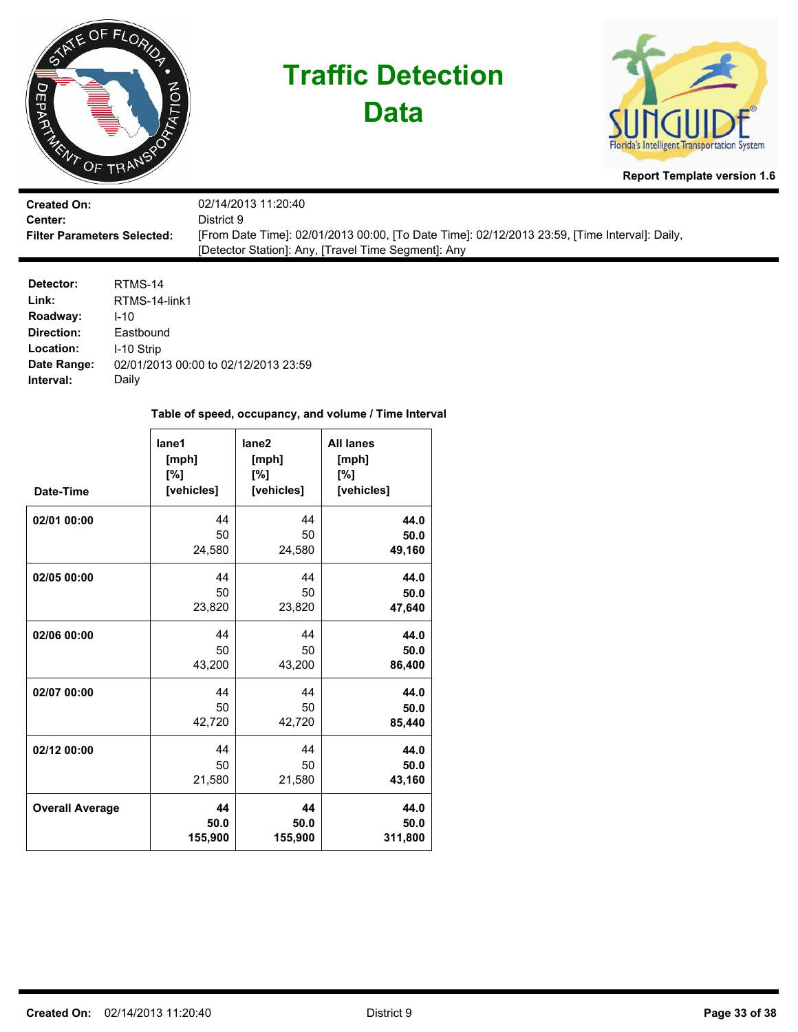# Traffic Detection Data

Report Template version 1.6

**Created On:** 02/14/2013 11:20:40
**Center:** District 9
**Filter Parameters Selected:** [From Date Time]: 02/01/2013 00:00, [To Date Time]: 02/12/2013 23:59, [Time Interval]: Daily, [Detector Station]: Any, [Travel Time Segment]: Any

**Detector:** RTMS-14
**Link:** RTMS-14-link1
**Roadway:** I-10
**Direction:** Eastbound
**Location:** I-10 Strip
**Date Range:** 02/01/2013 00:00 to 02/12/2013 23:59
**Interval:** Daily

**Table of speed, occupancy, and volume / Time Interval**

| Date-Time | lane1 [mph] [%] [vehicles] | lane2 [mph] [%] [vehicles] | All lanes [mph] [%] [vehicles] |
|---|---|---|---|
| **02/01 00:00** | 44<br>50<br>24,580 | 44<br>50<br>24,580 | **44.0**<br>**50.0**<br>**49,160** |
| **02/05 00:00** | 44<br>50<br>23,820 | 44<br>50<br>23,820 | **44.0**<br>**50.0**<br>**47,640** |
| **02/06 00:00** | 44<br>50<br>43,200 | 44<br>50<br>43,200 | **44.0**<br>**50.0**<br>**86,400** |
| **02/07 00:00** | 44<br>50<br>42,720 | 44<br>50<br>42,720 | **44.0**<br>**50.0**<br>**85,440** |
| **02/12 00:00** | 44<br>50<br>21,580 | 44<br>50<br>21,580 | **44.0**<br>**50.0**<br>**43,160** |
| **Overall Average** | **44**<br>**50.0**<br>**155,900** | **44**<br>**50.0**<br>**155,900** | **44.0**<br>**50.0**<br>**311,800** |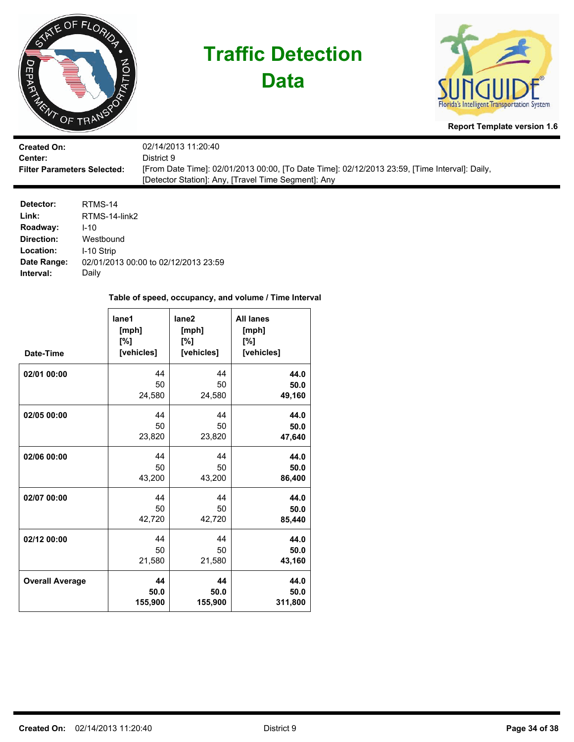# Traffic Detection Data

**Report Template version 1.6**

| | |
|---|---|
| **Created On:** | 02/14/2013 11:20:40 |
| **Center:** | District 9 |
| **Filter Parameters Selected:** | [From Date Time]: 02/01/2013 00:00, [To Date Time]: 02/12/2013 23:59, [Time Interval]: Daily, [Detector Station]: Any, [Travel Time Segment]: Any |

| | |
|---|---|
| **Detector:** | RTMS-14 |
| **Link:** | RTMS-14-link2 |
| **Roadway:** | I-10 |
| **Direction:** | Westbound |
| **Location:** | I-10 Strip |
| **Date Range:** | 02/01/2013 00:00 to 02/12/2013 23:59 |
| **Interval:** | Daily |

**Table of speed, occupancy, and volume / Time Interval**

| Date-Time | lane1 [mph] [%] [vehicles] | lane2 [mph] [%] [vehicles] | All lanes [mph] [%] [vehicles] |
|---|---|---|---|
| **02/01 00:00** | 44<br>50<br>24,580 | 44<br>50<br>24,580 | **44.0**<br>**50.0**<br>**49,160** |
| **02/05 00:00** | 44<br>50<br>23,820 | 44<br>50<br>23,820 | **44.0**<br>**50.0**<br>**47,640** |
| **02/06 00:00** | 44<br>50<br>43,200 | 44<br>50<br>43,200 | **44.0**<br>**50.0**<br>**86,400** |
| **02/07 00:00** | 44<br>50<br>42,720 | 44<br>50<br>42,720 | **44.0**<br>**50.0**<br>**85,440** |
| **02/12 00:00** | 44<br>50<br>21,580 | 44<br>50<br>21,580 | **44.0**<br>**50.0**<br>**43,160** |
| **Overall Average** | **44**<br>**50.0**<br>**155,900** | **44**<br>**50.0**<br>**155,900** | **44.0**<br>**50.0**<br>**311,800** |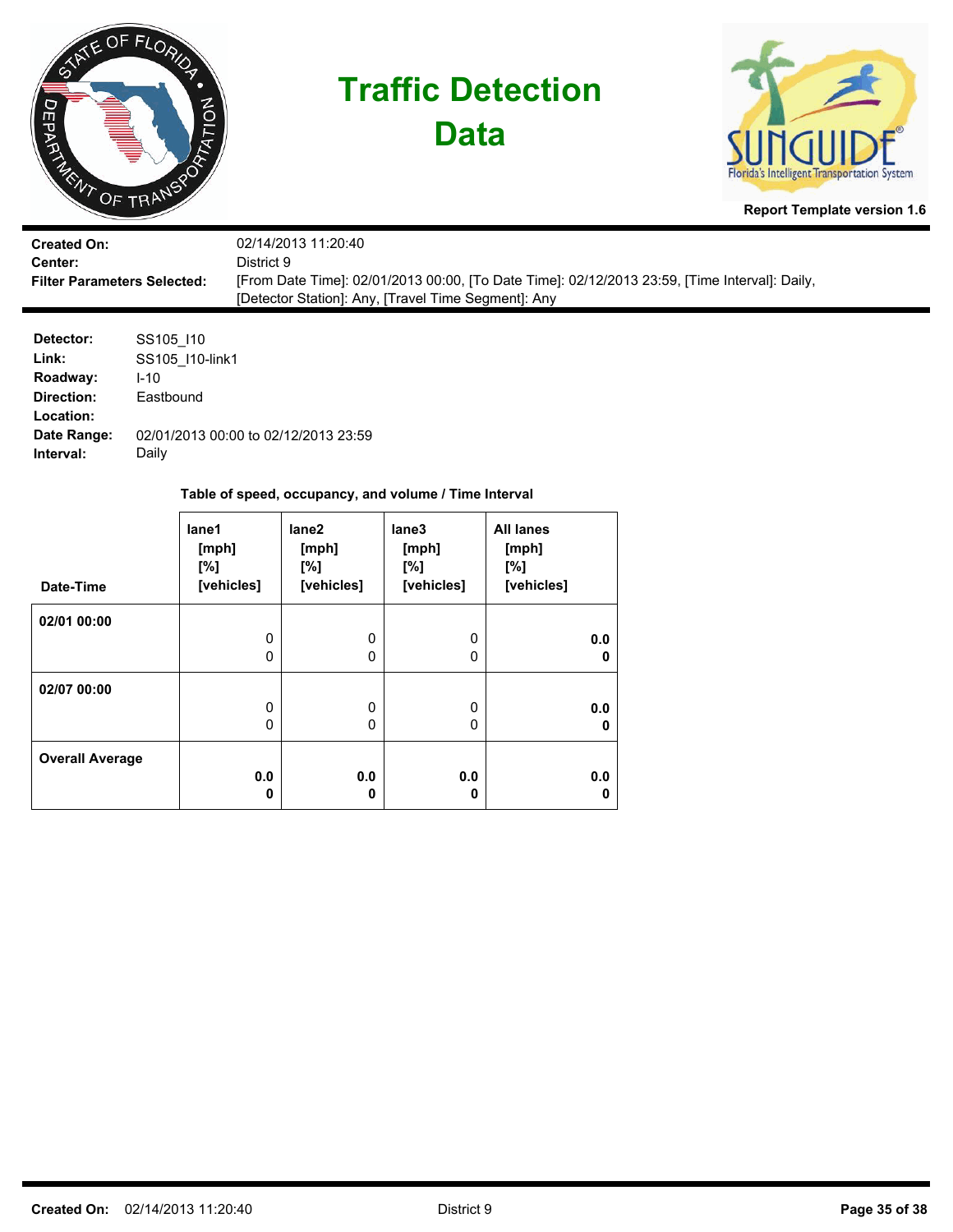# Traffic Detection Data

Report Template version 1.6

**Created On:** 02/14/2013 11:20:40
**Center:** District 9
**Filter Parameters Selected:** [From Date Time]: 02/01/2013 00:00, [To Date Time]: 02/12/2013 23:59, [Time Interval]: Daily, [Detector Station]: Any, [Travel Time Segment]: Any

**Detector:** SS105_I10
**Link:** SS105_I10-link1
**Roadway:** I-10
**Direction:** Eastbound
**Location:**
**Date Range:** 02/01/2013 00:00 to 02/12/2013 23:59
**Interval:** Daily

**Table of speed, occupancy, and volume / Time Interval**

| Date-Time | lane1 [mph] [%] [vehicles] | lane2 [mph] [%] [vehicles] | lane3 [mph] [%] [vehicles] | All lanes [mph] [%] [vehicles] |
|---|---|---|---|---|
| 02/01 00:00 | 0<br>0 | 0<br>0 | 0<br>0 | **0.0**<br>**0** |
| 02/07 00:00 | 0<br>0 | 0<br>0 | 0<br>0 | **0.0**<br>**0** |
| **Overall Average** | **0.0**<br>**0** | **0.0**<br>**0** | **0.0**<br>**0** | **0.0**<br>**0** |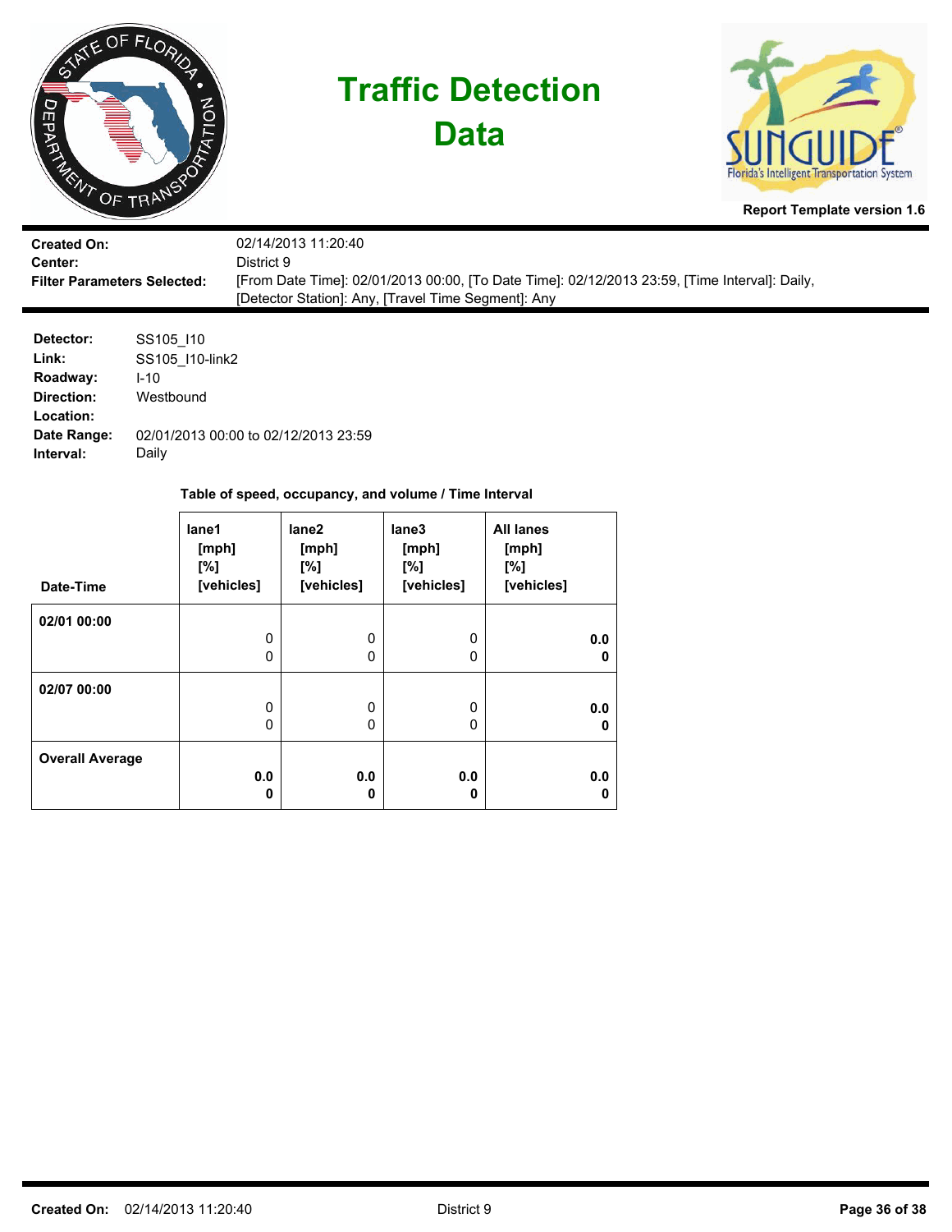# Traffic Detection Data

Report Template version 1.6

**Created On:** 02/14/2013 11:20:40
**Center:** District 9
**Filter Parameters Selected:** [From Date Time]: 02/01/2013 00:00, [To Date Time]: 02/12/2013 23:59, [Time Interval]: Daily, [Detector Station]: Any, [Travel Time Segment]: Any

**Detector:** SS105_I10
**Link:** SS105_I10-link2
**Roadway:** I-10
**Direction:** Westbound
**Location:**
**Date Range:** 02/01/2013 00:00 to 02/12/2013 23:59
**Interval:** Daily

### Table of speed, occupancy, and volume / Time Interval

| Date-Time | lane1 [mph] [%] [vehicles] | lane2 [mph] [%] [vehicles] | lane3 [mph] [%] [vehicles] | All lanes [mph] [%] [vehicles] |
|---|---|---|---|---|
| 02/01 00:00 | 0<br>0 | 0<br>0 | 0<br>0 | **0.0**<br>**0** |
| 02/07 00:00 | 0<br>0 | 0<br>0 | 0<br>0 | **0.0**<br>**0** |
| **Overall Average** | **0.0**<br>**0** | **0.0**<br>**0** | **0.0**<br>**0** | **0.0**<br>**0** |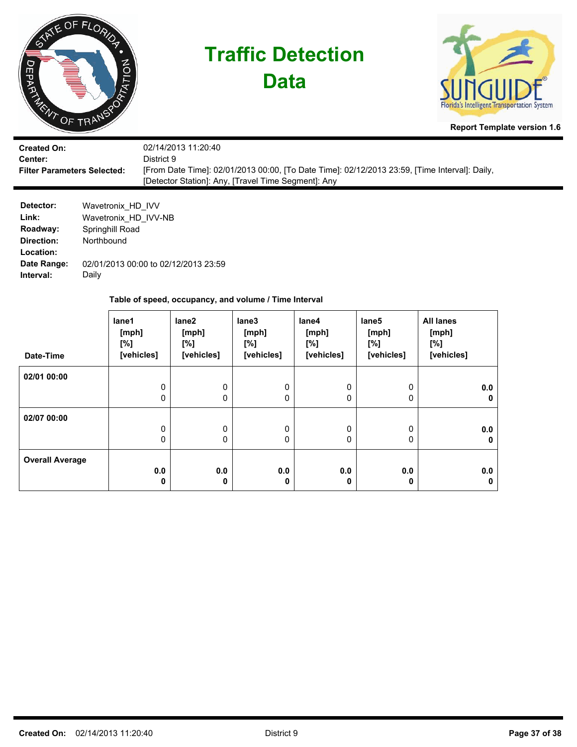# Traffic Detection Data

**Report Template version 1.6**

**Created On:** 02/14/2013 11:20:40
**Center:** District 9
**Filter Parameters Selected:** [From Date Time]: 02/01/2013 00:00, [To Date Time]: 02/12/2013 23:59, [Time Interval]: Daily, [Detector Station]: Any, [Travel Time Segment]: Any

**Detector:** Wavetronix_HD_IVV
**Link:** Wavetronix_HD_IVV-NB
**Roadway:** Springhill Road
**Direction:** Northbound
**Location:**
**Date Range:** 02/01/2013 00:00 to 02/12/2013 23:59
**Interval:** Daily

**Table of speed, occupancy, and volume / Time Interval**

| Date-Time | lane1 [mph] [%] [vehicles] | lane2 [mph] [%] [vehicles] | lane3 [mph] [%] [vehicles] | lane4 [mph] [%] [vehicles] | lane5 [mph] [%] [vehicles] | All lanes [mph] [%] [vehicles] |
|---|---|---|---|---|---|---|
| **02/01 00:00** | 0<br>0 | 0<br>0 | 0<br>0 | 0<br>0 | 0<br>0 | **0.0**<br>**0** |
| **02/07 00:00** | 0<br>0 | 0<br>0 | 0<br>0 | 0<br>0 | 0<br>0 | **0.0**<br>**0** |
| **Overall Average** | **0.0**<br>**0** | **0.0**<br>**0** | **0.0**<br>**0** | **0.0**<br>**0** | **0.0**<br>**0** | **0.0**<br>**0** |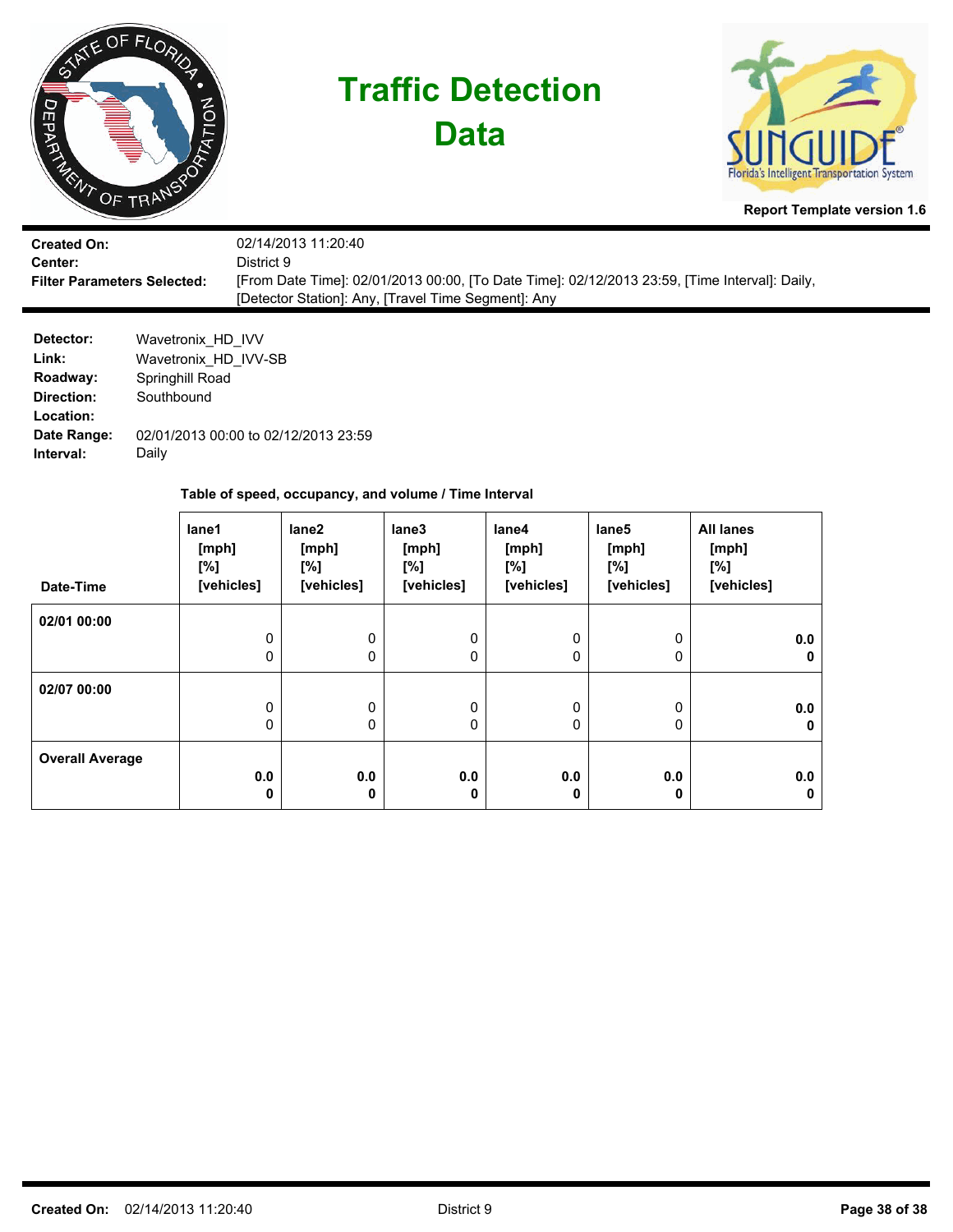# Traffic Detection Data

**Report Template version 1.6**

| | |
|---|---|
| **Created On:** | 02/14/2013 11:20:40 |
| **Center:** | District 9 |
| **Filter Parameters Selected:** | [From Date Time]: 02/01/2013 00:00, [To Date Time]: 02/12/2013 23:59, [Time Interval]: Daily, [Detector Station]: Any, [Travel Time Segment]: Any |

| | |
|---|---|
| **Detector:** | Wavetronix_HD_IVV |
| **Link:** | Wavetronix_HD_IVV-SB |
| **Roadway:** | Springhill Road |
| **Direction:** | Southbound |
| **Location:** | |
| **Date Range:** | 02/01/2013 00:00 to 02/12/2013 23:59 |
| **Interval:** | Daily |

**Table of speed, occupancy, and volume / Time Interval**

| Date-Time | lane1 [mph] [%] [vehicles] | lane2 [mph] [%] [vehicles] | lane3 [mph] [%] [vehicles] | lane4 [mph] [%] [vehicles] | lane5 [mph] [%] [vehicles] | All lanes [mph] [%] [vehicles] |
|---|---|---|---|---|---|---|
| **02/01 00:00** | 0<br>0 | 0<br>0 | 0<br>0 | 0<br>0 | 0<br>0 | **0.0**<br>**0** |
| **02/07 00:00** | 0<br>0 | 0<br>0 | 0<br>0 | 0<br>0 | 0<br>0 | **0.0**<br>**0** |
| **Overall Average** | **0.0**<br>**0** | **0.0**<br>**0** | **0.0**<br>**0** | **0.0**<br>**0** | **0.0**<br>**0** | **0.0**<br>**0** |